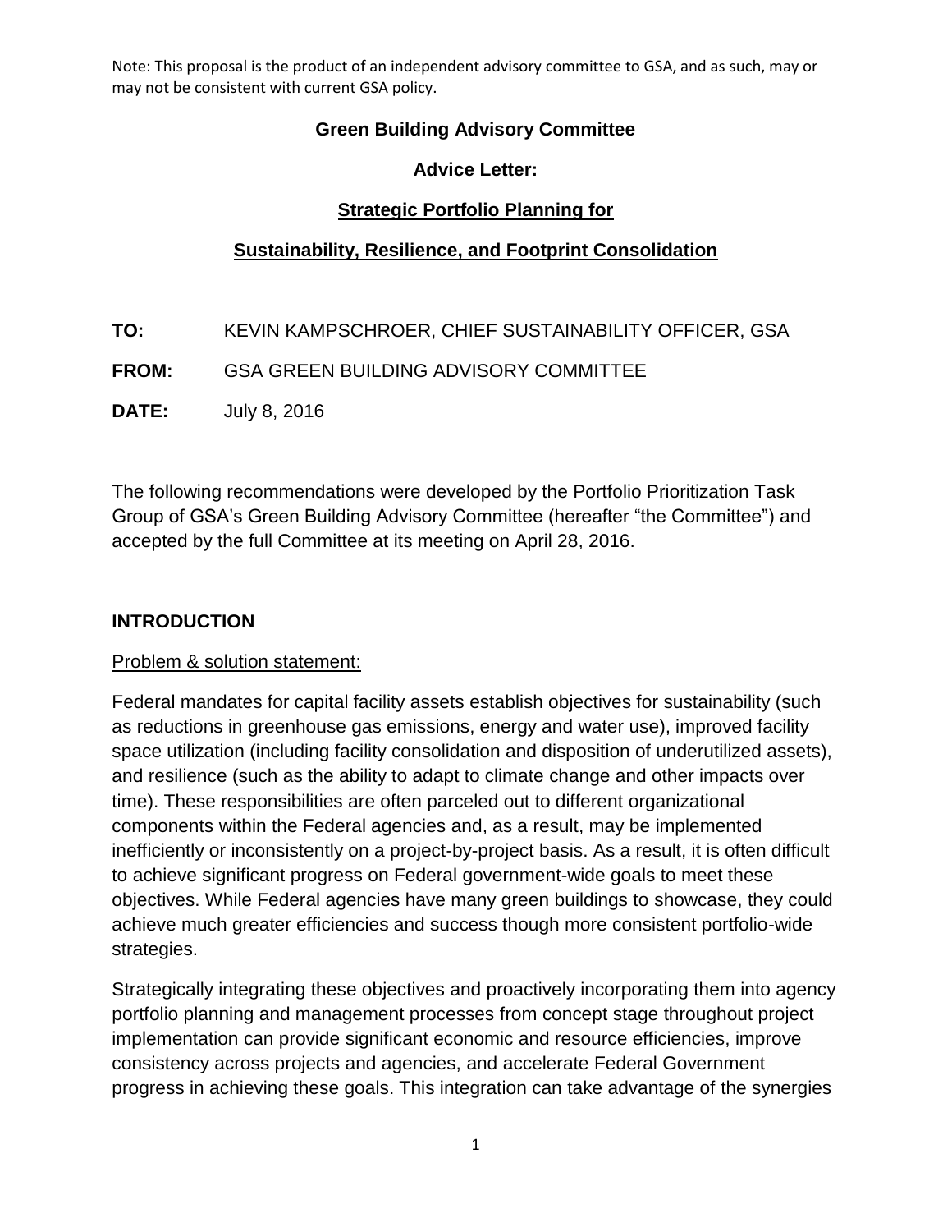Note: This proposal is the product of an independent advisory committee to GSA, and as such, may or may not be consistent with current GSA policy.

# Green Building Advisory Committee

## Advice Letter:

## Strategic Portfolio Planning for

## Sustainability, Resilience, and Footprint Consolidation

**TO:** KEVIN KAMPSCHROER, CHIEF SUSTAINABILITY OFFICER, GSA

**FROM:** GSA GREEN BUILDING ADVISORY COMMITTEE

**DATE:** July 8, 2016

The following recommendations were developed by the Portfolio Prioritization Task Group of GSA's Green Building Advisory Committee (hereafter "the Committee") and accepted by the full Committee at its meeting on April 28, 2016.

## INTRODUCTION

Problem & solution statement:

Federal mandates for capital facility assets establish objectives for sustainability (such as reductions in greenhouse gas emissions, energy and water use), improved facility space utilization (including facility consolidation and disposition of underutilized assets), and resilience (such as the ability to adapt to climate change and other impacts over time). These responsibilities are often parceled out to different organizational components within the Federal agencies and, as a result, may be implemented inefficiently or inconsistently on a project-by-project basis. As a result, it is often difficult to achieve significant progress on Federal government-wide goals to meet these objectives. While Federal agencies have many green buildings to showcase, they could achieve much greater efficiencies and success though more consistent portfolio-wide strategies.

Strategically integrating these objectives and proactively incorporating them into agency portfolio planning and management processes from concept stage throughout project implementation can provide significant economic and resource efficiencies, improve consistency across projects and agencies, and accelerate Federal Government progress in achieving these goals. This integration can take advantage of the synergies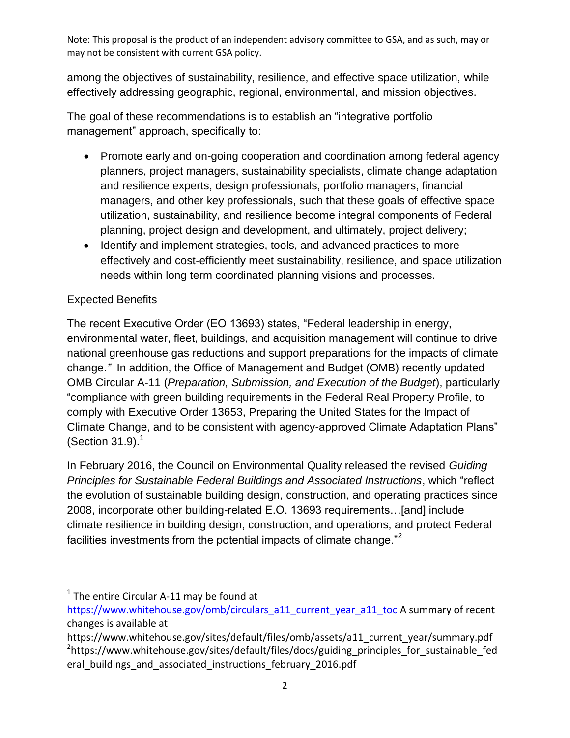among the objectives of sustainability, resilience, and effective space utilization, while effectively addressing geographic, regional, environmental, and mission objectives.

The goal of these recommendations is to establish an "integrative portfolio management" approach, specifically to:

- Promote early and on-going cooperation and coordination among federal agency planners, project managers, sustainability specialists, climate change adaptation and resilience experts, design professionals, portfolio managers, financial managers, and other key professionals, such that these goals of effective space utilization, sustainability, and resilience become integral components of Federal planning, project design and development, and ultimately, project delivery;
- Identify and implement strategies, tools, and advanced practices to more effectively and cost-efficiently meet sustainability, resilience, and space utilization needs within long term coordinated planning visions and processes.

## Expected Benefits

The recent Executive Order (EO 13693) states, "Federal leadership in energy, environmental water, fleet, buildings, and acquisition management will continue to drive national greenhouse gas reductions and support preparations for the impacts of climate change." In addition, the Office of Management and Budget (OMB) recently updated OMB Circular A-11 (*Preparation, Submission, and Execution of the Budget*), particularly "compliance with green building requirements in the Federal Real Property Profile, to comply with Executive Order 13653, Preparing the United States for the Impact of Climate Change, and to be consistent with agency-approved Climate Adaptation Plans" (Section 31.9).[1]

In February 2016, the Council on Environmental Quality released the revised *Guiding Principles for Sustainable Federal Buildings and Associated Instructions*, which "reflect the evolution of sustainable building design, construction, and operating practices since 2008, incorporate other building-related E.O. 13693 requirements…[and] include climate resilience in building design, construction, and operations, and protect Federal facilities investments from the potential impacts of climate change."[2]

---

[1] The entire Circular A-11 may be found at https://www.whitehouse.gov/omb/circulars_a11_current_year_a11_toc A summary of recent changes is available at https://www.whitehouse.gov/sites/default/files/omb/assets/a11_current_year/summary.pdf

[2] https://www.whitehouse.gov/sites/default/files/docs/guiding_principles_for_sustainable_federal_buildings_and_associated_instructions_february_2016.pdf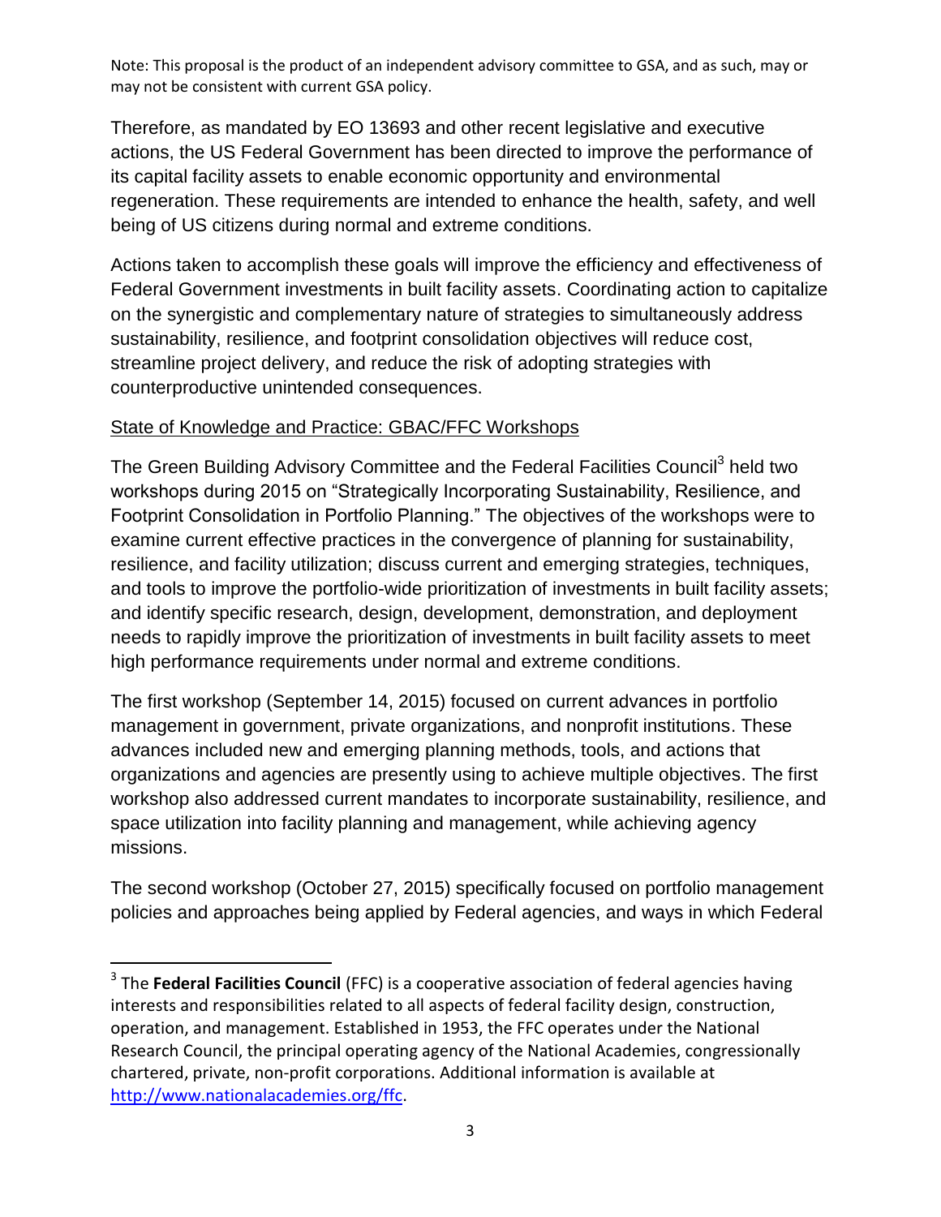Note: This proposal is the product of an independent advisory committee to GSA, and as such, may or may not be consistent with current GSA policy.

Therefore, as mandated by EO 13693 and other recent legislative and executive actions, the US Federal Government has been directed to improve the performance of its capital facility assets to enable economic opportunity and environmental regeneration. These requirements are intended to enhance the health, safety, and well being of US citizens during normal and extreme conditions.

Actions taken to accomplish these goals will improve the efficiency and effectiveness of Federal Government investments in built facility assets. Coordinating action to capitalize on the synergistic and complementary nature of strategies to simultaneously address sustainability, resilience, and footprint consolidation objectives will reduce cost, streamline project delivery, and reduce the risk of adopting strategies with counterproductive unintended consequences.

State of Knowledge and Practice: GBAC/FFC Workshops

The Green Building Advisory Committee and the Federal Facilities Council[3] held two workshops during 2015 on "Strategically Incorporating Sustainability, Resilience, and Footprint Consolidation in Portfolio Planning." The objectives of the workshops were to examine current effective practices in the convergence of planning for sustainability, resilience, and facility utilization; discuss current and emerging strategies, techniques, and tools to improve the portfolio-wide prioritization of investments in built facility assets; and identify specific research, design, development, demonstration, and deployment needs to rapidly improve the prioritization of investments in built facility assets to meet high performance requirements under normal and extreme conditions.

The first workshop (September 14, 2015) focused on current advances in portfolio management in government, private organizations, and nonprofit institutions. These advances included new and emerging planning methods, tools, and actions that organizations and agencies are presently using to achieve multiple objectives. The first workshop also addressed current mandates to incorporate sustainability, resilience, and space utilization into facility planning and management, while achieving agency missions.

The second workshop (October 27, 2015) specifically focused on portfolio management policies and approaches being applied by Federal agencies, and ways in which Federal

---

[3] The **Federal Facilities Council** (FFC) is a cooperative association of federal agencies having interests and responsibilities related to all aspects of federal facility design, construction, operation, and management. Established in 1953, the FFC operates under the National Research Council, the principal operating agency of the National Academies, congressionally chartered, private, non-profit corporations. Additional information is available at http://www.nationalacademies.org/ffc.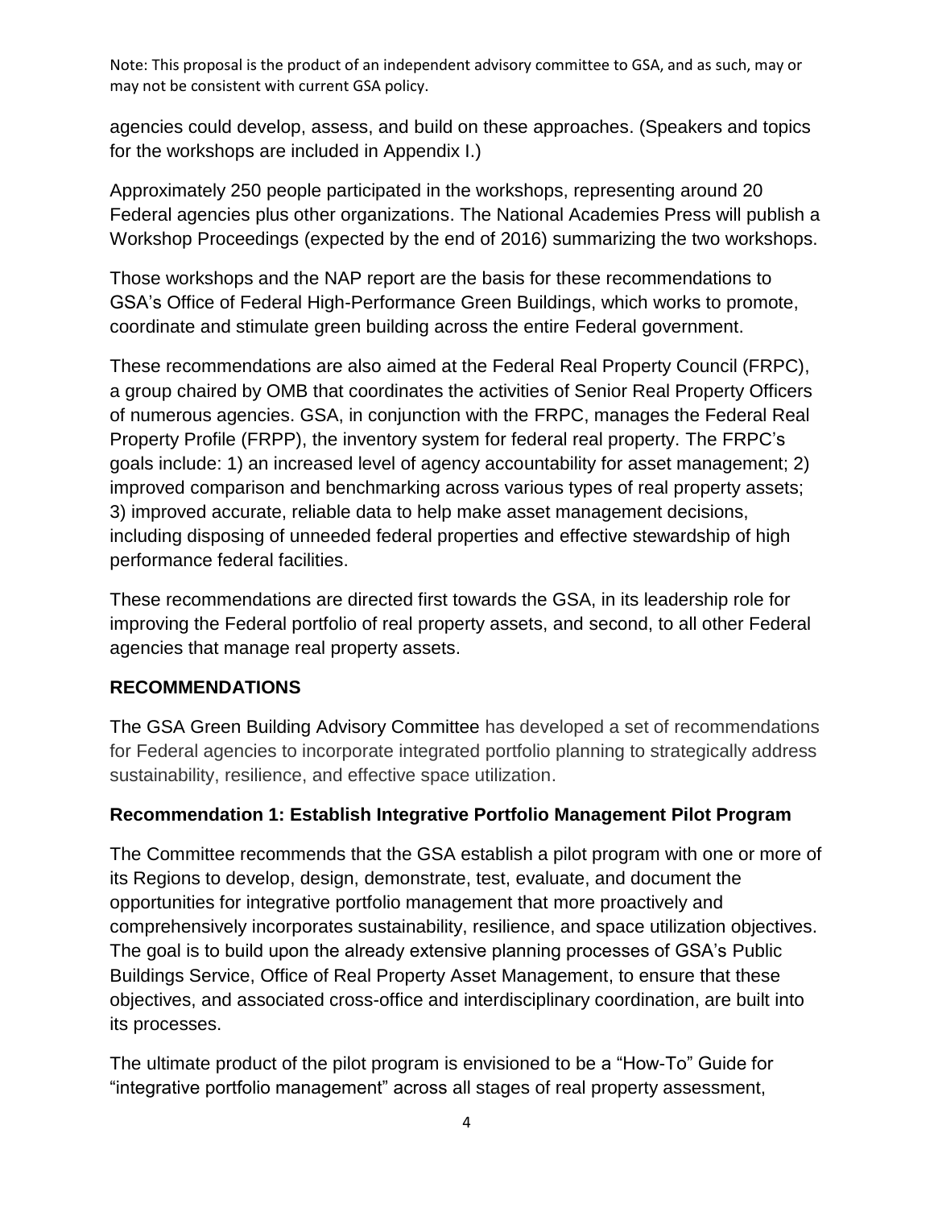Note: This proposal is the product of an independent advisory committee to GSA, and as such, may or may not be consistent with current GSA policy.

agencies could develop, assess, and build on these approaches. (Speakers and topics for the workshops are included in Appendix I.)

Approximately 250 people participated in the workshops, representing around 20 Federal agencies plus other organizations. The National Academies Press will publish a Workshop Proceedings (expected by the end of 2016) summarizing the two workshops.

Those workshops and the NAP report are the basis for these recommendations to GSA's Office of Federal High-Performance Green Buildings, which works to promote, coordinate and stimulate green building across the entire Federal government.

These recommendations are also aimed at the Federal Real Property Council (FRPC), a group chaired by OMB that coordinates the activities of Senior Real Property Officers of numerous agencies. GSA, in conjunction with the FRPC, manages the Federal Real Property Profile (FRPP), the inventory system for federal real property. The FRPC's goals include: 1) an increased level of agency accountability for asset management; 2) improved comparison and benchmarking across various types of real property assets; 3) improved accurate, reliable data to help make asset management decisions, including disposing of unneeded federal properties and effective stewardship of high performance federal facilities.

These recommendations are directed first towards the GSA, in its leadership role for improving the Federal portfolio of real property assets, and second, to all other Federal agencies that manage real property assets.

## RECOMMENDATIONS

The GSA Green Building Advisory Committee has developed a set of recommendations for Federal agencies to incorporate integrated portfolio planning to strategically address sustainability, resilience, and effective space utilization.

### Recommendation 1: Establish Integrative Portfolio Management Pilot Program

The Committee recommends that the GSA establish a pilot program with one or more of its Regions to develop, design, demonstrate, test, evaluate, and document the opportunities for integrative portfolio management that more proactively and comprehensively incorporates sustainability, resilience, and space utilization objectives. The goal is to build upon the already extensive planning processes of GSA's Public Buildings Service, Office of Real Property Asset Management, to ensure that these objectives, and associated cross-office and interdisciplinary coordination, are built into its processes.

The ultimate product of the pilot program is envisioned to be a "How-To" Guide for "integrative portfolio management" across all stages of real property assessment,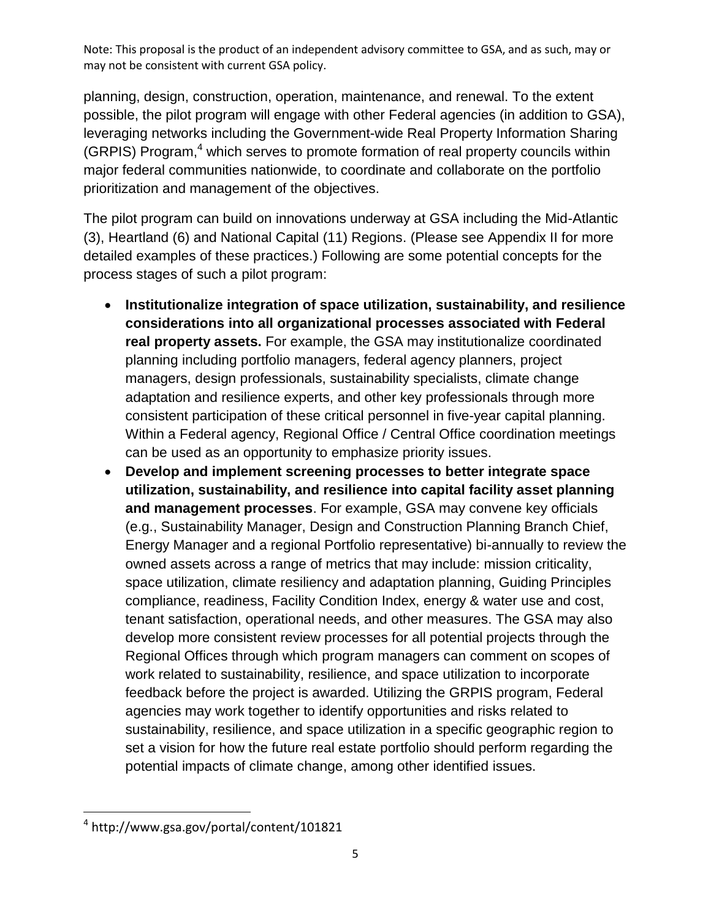planning, design, construction, operation, maintenance, and renewal. To the extent possible, the pilot program will engage with other Federal agencies (in addition to GSA), leveraging networks including the Government-wide Real Property Information Sharing (GRPIS) Program,[4] which serves to promote formation of real property councils within major federal communities nationwide, to coordinate and collaborate on the portfolio prioritization and management of the objectives.

The pilot program can build on innovations underway at GSA including the Mid-Atlantic (3), Heartland (6) and National Capital (11) Regions. (Please see Appendix II for more detailed examples of these practices.) Following are some potential concepts for the process stages of such a pilot program:

- **Institutionalize integration of space utilization, sustainability, and resilience considerations into all organizational processes associated with Federal real property assets.** For example, the GSA may institutionalize coordinated planning including portfolio managers, federal agency planners, project managers, design professionals, sustainability specialists, climate change adaptation and resilience experts, and other key professionals through more consistent participation of these critical personnel in five-year capital planning. Within a Federal agency, Regional Office / Central Office coordination meetings can be used as an opportunity to emphasize priority issues.
- **Develop and implement screening processes to better integrate space utilization, sustainability, and resilience into capital facility asset planning and management processes**. For example, GSA may convene key officials (e.g., Sustainability Manager, Design and Construction Planning Branch Chief, Energy Manager and a regional Portfolio representative) bi-annually to review the owned assets across a range of metrics that may include: mission criticality, space utilization, climate resiliency and adaptation planning, Guiding Principles compliance, readiness, Facility Condition Index, energy & water use and cost, tenant satisfaction, operational needs, and other measures. The GSA may also develop more consistent review processes for all potential projects through the Regional Offices through which program managers can comment on scopes of work related to sustainability, resilience, and space utilization to incorporate feedback before the project is awarded. Utilizing the GRPIS program, Federal agencies may work together to identify opportunities and risks related to sustainability, resilience, and space utilization in a specific geographic region to set a vision for how the future real estate portfolio should perform regarding the potential impacts of climate change, among other identified issues.

[4] http://www.gsa.gov/portal/content/101821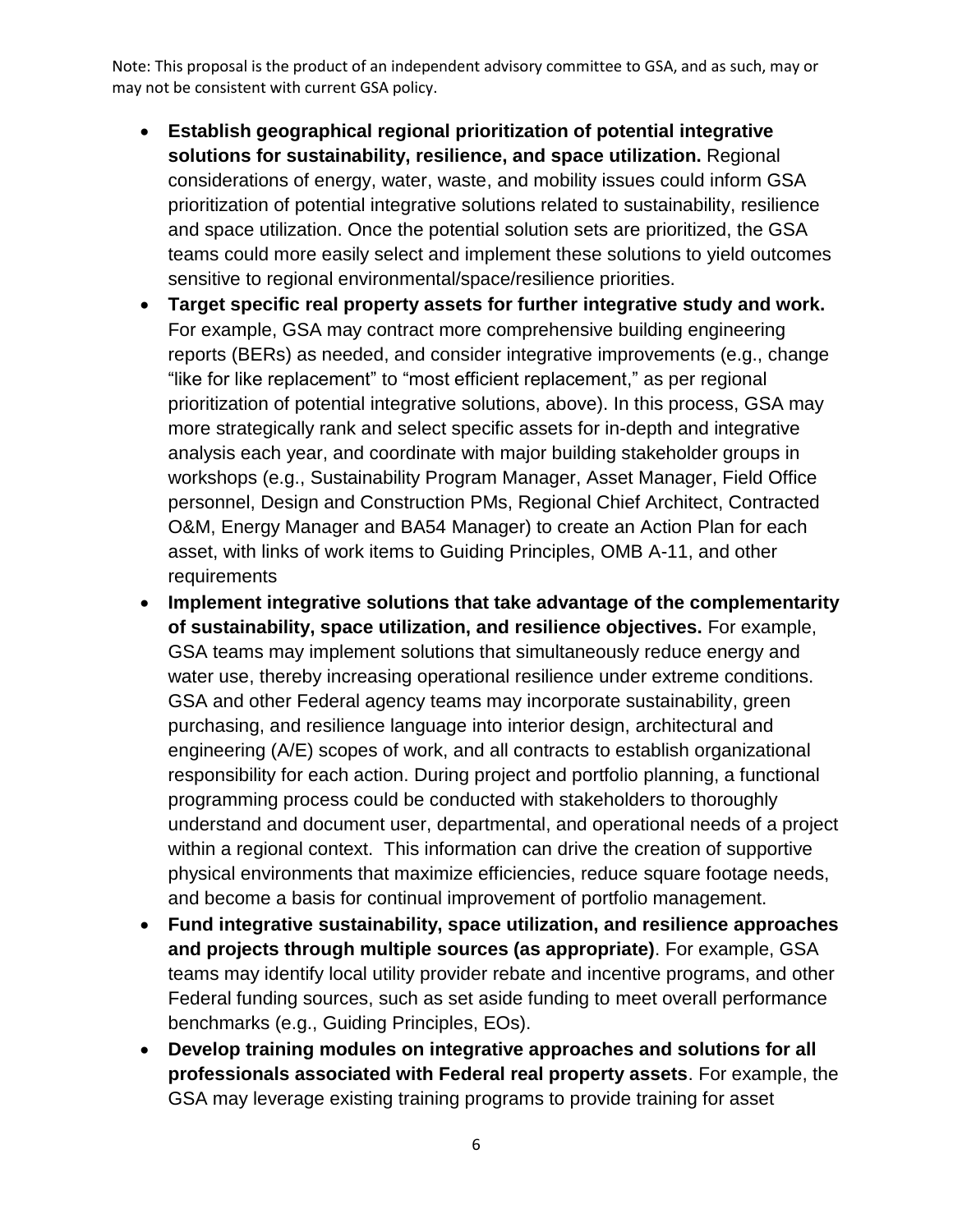Note: This proposal is the product of an independent advisory committee to GSA, and as such, may or may not be consistent with current GSA policy.

- **Establish geographical regional prioritization of potential integrative solutions for sustainability, resilience, and space utilization.** Regional considerations of energy, water, waste, and mobility issues could inform GSA prioritization of potential integrative solutions related to sustainability, resilience and space utilization. Once the potential solution sets are prioritized, the GSA teams could more easily select and implement these solutions to yield outcomes sensitive to regional environmental/space/resilience priorities.
- **Target specific real property assets for further integrative study and work.** For example, GSA may contract more comprehensive building engineering reports (BERs) as needed, and consider integrative improvements (e.g., change "like for like replacement" to "most efficient replacement," as per regional prioritization of potential integrative solutions, above). In this process, GSA may more strategically rank and select specific assets for in-depth and integrative analysis each year, and coordinate with major building stakeholder groups in workshops (e.g., Sustainability Program Manager, Asset Manager, Field Office personnel, Design and Construction PMs, Regional Chief Architect, Contracted O&M, Energy Manager and BA54 Manager) to create an Action Plan for each asset, with links of work items to Guiding Principles, OMB A-11, and other requirements
- **Implement integrative solutions that take advantage of the complementarity of sustainability, space utilization, and resilience objectives.** For example, GSA teams may implement solutions that simultaneously reduce energy and water use, thereby increasing operational resilience under extreme conditions. GSA and other Federal agency teams may incorporate sustainability, green purchasing, and resilience language into interior design, architectural and engineering (A/E) scopes of work, and all contracts to establish organizational responsibility for each action. During project and portfolio planning, a functional programming process could be conducted with stakeholders to thoroughly understand and document user, departmental, and operational needs of a project within a regional context. This information can drive the creation of supportive physical environments that maximize efficiencies, reduce square footage needs, and become a basis for continual improvement of portfolio management.
- **Fund integrative sustainability, space utilization, and resilience approaches and projects through multiple sources (as appropriate)**. For example, GSA teams may identify local utility provider rebate and incentive programs, and other Federal funding sources, such as set aside funding to meet overall performance benchmarks (e.g., Guiding Principles, EOs).
- **Develop training modules on integrative approaches and solutions for all professionals associated with Federal real property assets**. For example, the GSA may leverage existing training programs to provide training for asset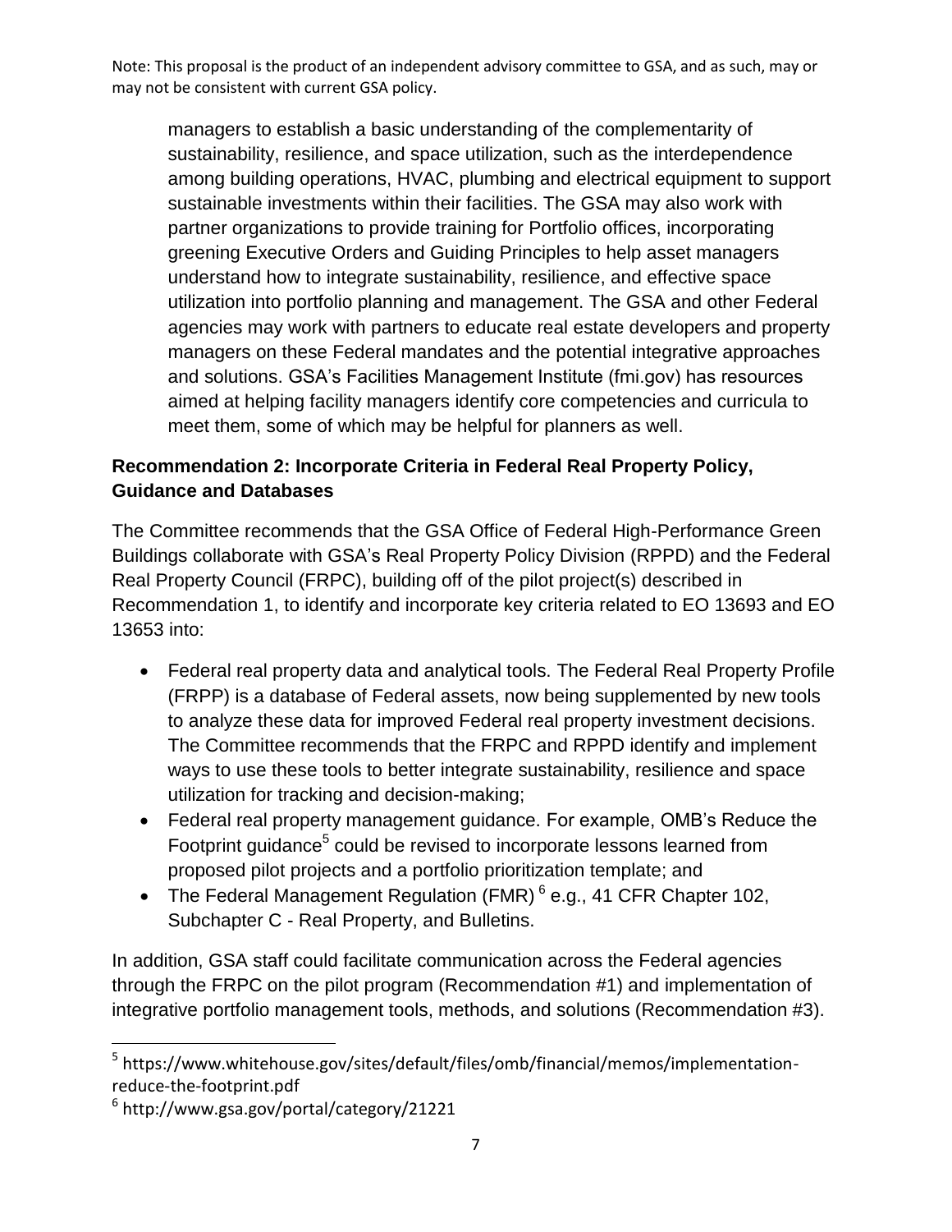managers to establish a basic understanding of the complementarity of sustainability, resilience, and space utilization, such as the interdependence among building operations, HVAC, plumbing and electrical equipment to support sustainable investments within their facilities. The GSA may also work with partner organizations to provide training for Portfolio offices, incorporating greening Executive Orders and Guiding Principles to help asset managers understand how to integrate sustainability, resilience, and effective space utilization into portfolio planning and management. The GSA and other Federal agencies may work with partners to educate real estate developers and property managers on these Federal mandates and the potential integrative approaches and solutions. GSA's Facilities Management Institute (fmi.gov) has resources aimed at helping facility managers identify core competencies and curricula to meet them, some of which may be helpful for planners as well.

**Recommendation 2: Incorporate Criteria in Federal Real Property Policy, Guidance and Databases**

The Committee recommends that the GSA Office of Federal High-Performance Green Buildings collaborate with GSA's Real Property Policy Division (RPPD) and the Federal Real Property Council (FRPC), building off of the pilot project(s) described in Recommendation 1, to identify and incorporate key criteria related to EO 13693 and EO 13653 into:

- Federal real property data and analytical tools. The Federal Real Property Profile (FRPP) is a database of Federal assets, now being supplemented by new tools to analyze these data for improved Federal real property investment decisions. The Committee recommends that the FRPC and RPPD identify and implement ways to use these tools to better integrate sustainability, resilience and space utilization for tracking and decision-making;
- Federal real property management guidance. For example, OMB's Reduce the Footprint guidance[5] could be revised to incorporate lessons learned from proposed pilot projects and a portfolio prioritization template; and
- The Federal Management Regulation (FMR) [6] e.g., 41 CFR Chapter 102, Subchapter C - Real Property, and Bulletins.

In addition, GSA staff could facilitate communication across the Federal agencies through the FRPC on the pilot program (Recommendation #1) and implementation of integrative portfolio management tools, methods, and solutions (Recommendation #3).

[5] https://www.whitehouse.gov/sites/default/files/omb/financial/memos/implementation-reduce-the-footprint.pdf

[6] http://www.gsa.gov/portal/category/21221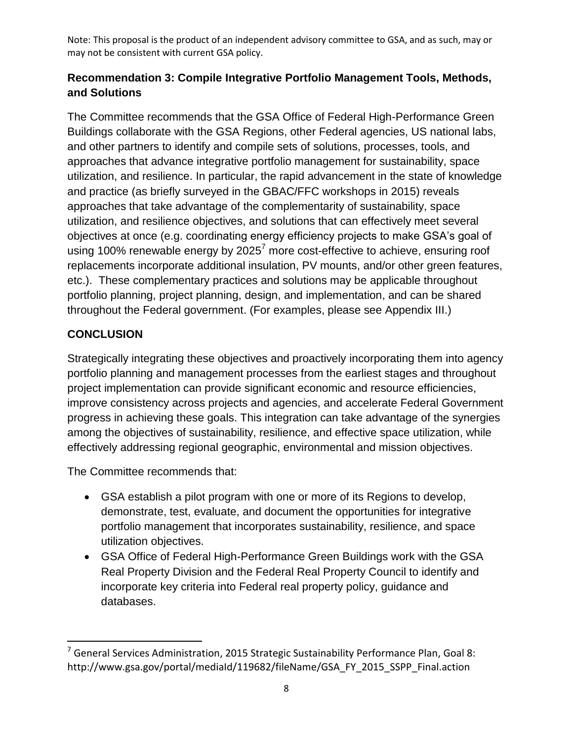Note: This proposal is the product of an independent advisory committee to GSA, and as such, may or may not be consistent with current GSA policy.

### Recommendation 3: Compile Integrative Portfolio Management Tools, Methods, and Solutions

The Committee recommends that the GSA Office of Federal High-Performance Green Buildings collaborate with the GSA Regions, other Federal agencies, US national labs, and other partners to identify and compile sets of solutions, processes, tools, and approaches that advance integrative portfolio management for sustainability, space utilization, and resilience. In particular, the rapid advancement in the state of knowledge and practice (as briefly surveyed in the GBAC/FFC workshops in 2015) reveals approaches that take advantage of the complementarity of sustainability, space utilization, and resilience objectives, and solutions that can effectively meet several objectives at once (e.g. coordinating energy efficiency projects to make GSA's goal of using 100% renewable energy by 2025[7] more cost-effective to achieve, ensuring roof replacements incorporate additional insulation, PV mounts, and/or other green features, etc.). These complementary practices and solutions may be applicable throughout portfolio planning, project planning, design, and implementation, and can be shared throughout the Federal government. (For examples, please see Appendix III.)

### CONCLUSION

Strategically integrating these objectives and proactively incorporating them into agency portfolio planning and management processes from the earliest stages and throughout project implementation can provide significant economic and resource efficiencies, improve consistency across projects and agencies, and accelerate Federal Government progress in achieving these goals. This integration can take advantage of the synergies among the objectives of sustainability, resilience, and effective space utilization, while effectively addressing regional geographic, environmental and mission objectives.

The Committee recommends that:

- GSA establish a pilot program with one or more of its Regions to develop, demonstrate, test, evaluate, and document the opportunities for integrative portfolio management that incorporates sustainability, resilience, and space utilization objectives.
- GSA Office of Federal High-Performance Green Buildings work with the GSA Real Property Division and the Federal Real Property Council to identify and incorporate key criteria into Federal real property policy, guidance and databases.

[7] General Services Administration, 2015 Strategic Sustainability Performance Plan, Goal 8: http://www.gsa.gov/portal/mediaId/119682/fileName/GSA_FY_2015_SSPP_Final.action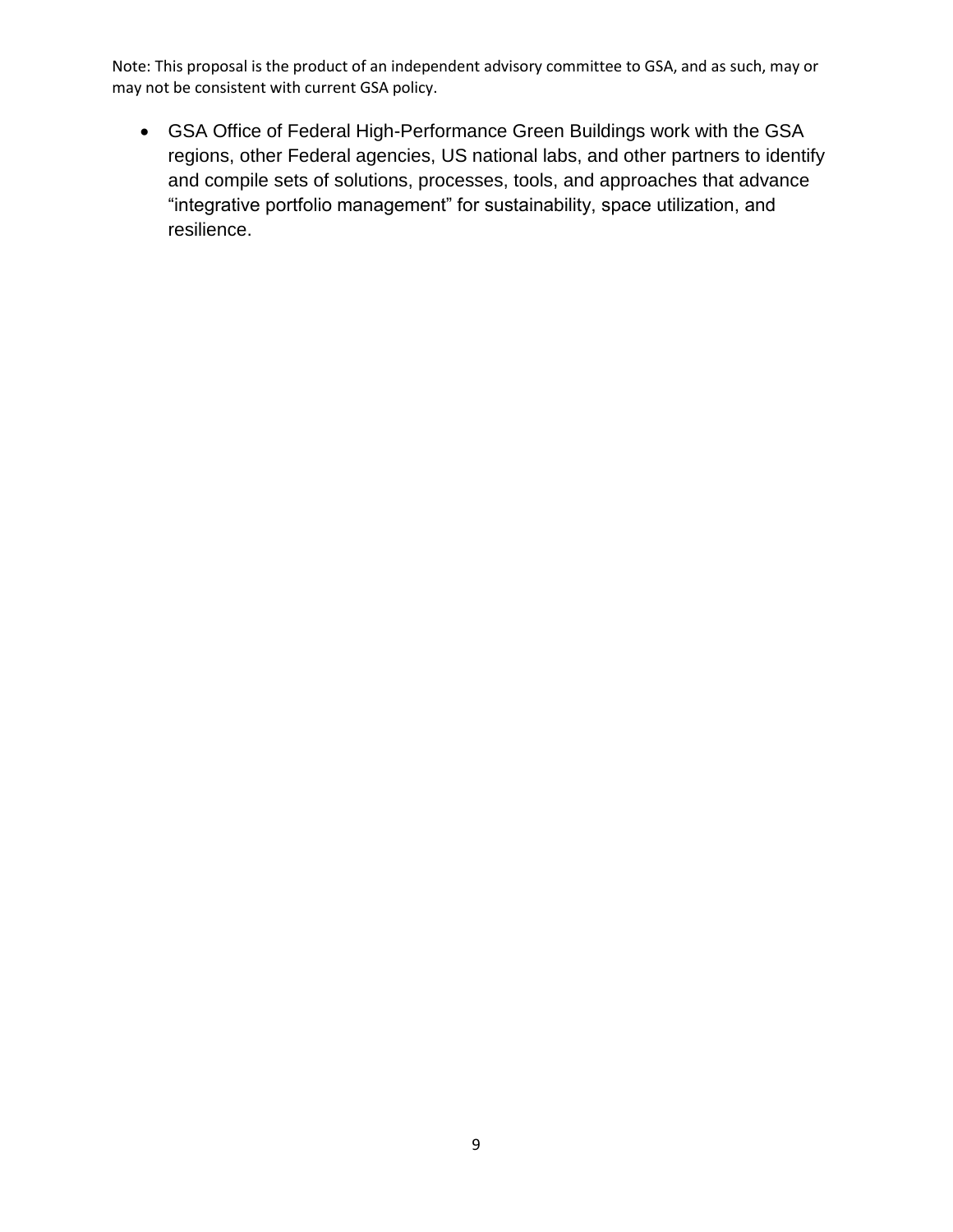- GSA Office of Federal High-Performance Green Buildings work with the GSA regions, other Federal agencies, US national labs, and other partners to identify and compile sets of solutions, processes, tools, and approaches that advance "integrative portfolio management" for sustainability, space utilization, and resilience.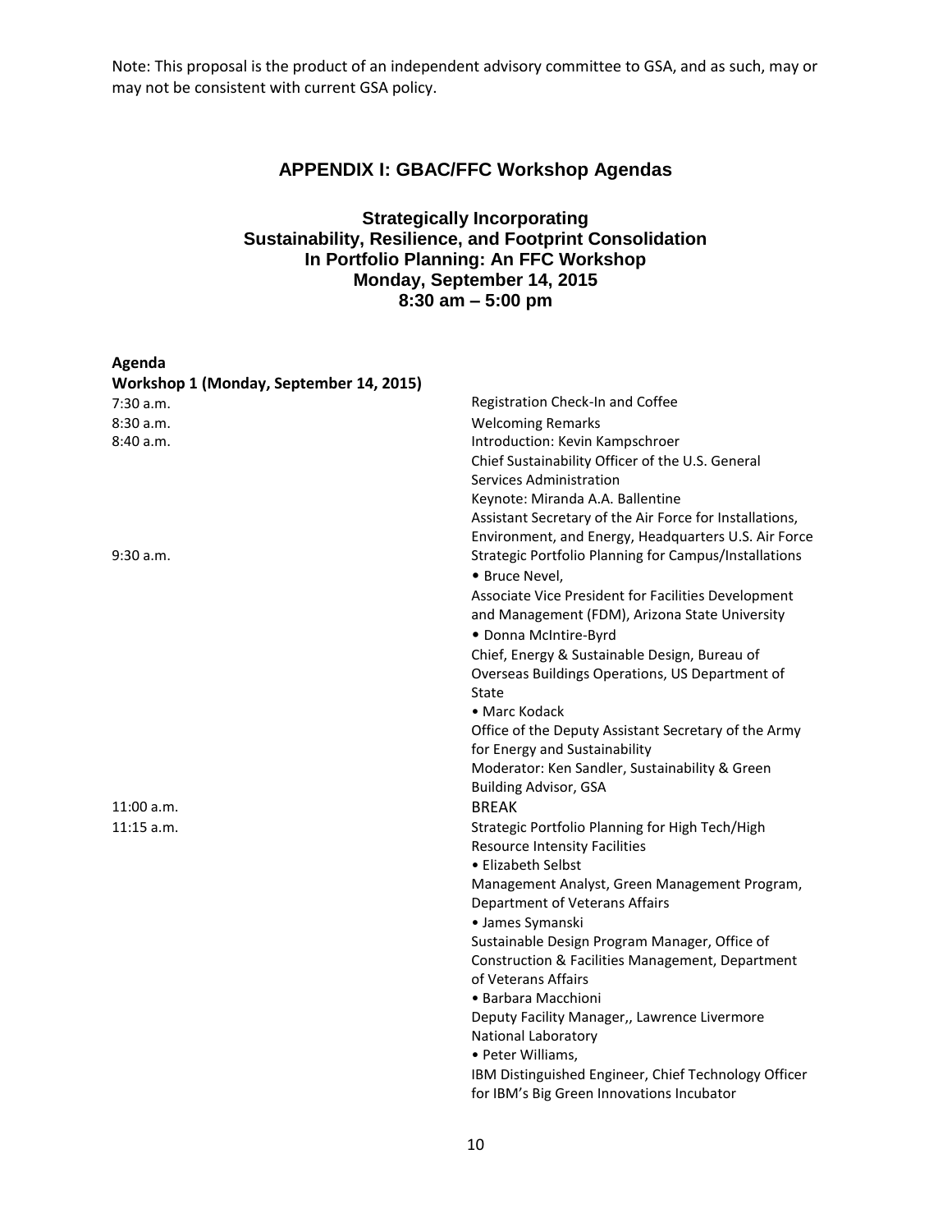Note: This proposal is the product of an independent advisory committee to GSA, and as such, may or may not be consistent with current GSA policy.

## APPENDIX I: GBAC/FFC Workshop Agendas

### Strategically Incorporating Sustainability, Resilience, and Footprint Consolidation In Portfolio Planning: An FFC Workshop Monday, September 14, 2015 8:30 am – 5:00 pm

**Agenda**

**Workshop 1 (Monday, September 14, 2015)**

| | |
|---|---|
| 7:30 a.m. | Registration Check-In and Coffee |
| 8:30 a.m. | Welcoming Remarks |
| 8:40 a.m. | Introduction: Kevin Kampschroer<br>Chief Sustainability Officer of the U.S. General Services Administration<br>Keynote: Miranda A.A. Ballentine<br>Assistant Secretary of the Air Force for Installations, Environment, and Energy, Headquarters U.S. Air Force |
| 9:30 a.m. | Strategic Portfolio Planning for Campus/Installations<br>• Bruce Nevel,<br>Associate Vice President for Facilities Development and Management (FDM), Arizona State University<br>• Donna McIntire-Byrd<br>Chief, Energy & Sustainable Design, Bureau of Overseas Buildings Operations, US Department of State<br>• Marc Kodack<br>Office of the Deputy Assistant Secretary of the Army for Energy and Sustainability<br>Moderator: Ken Sandler, Sustainability & Green Building Advisor, GSA |
| 11:00 a.m. | BREAK |
| 11:15 a.m. | Strategic Portfolio Planning for High Tech/High Resource Intensity Facilities<br>• Elizabeth Selbst<br>Management Analyst, Green Management Program, Department of Veterans Affairs<br>• James Symanski<br>Sustainable Design Program Manager, Office of Construction & Facilities Management, Department of Veterans Affairs<br>• Barbara Macchioni<br>Deputy Facility Manager,, Lawrence Livermore National Laboratory<br>• Peter Williams,<br>IBM Distinguished Engineer, Chief Technology Officer for IBM's Big Green Innovations Incubator |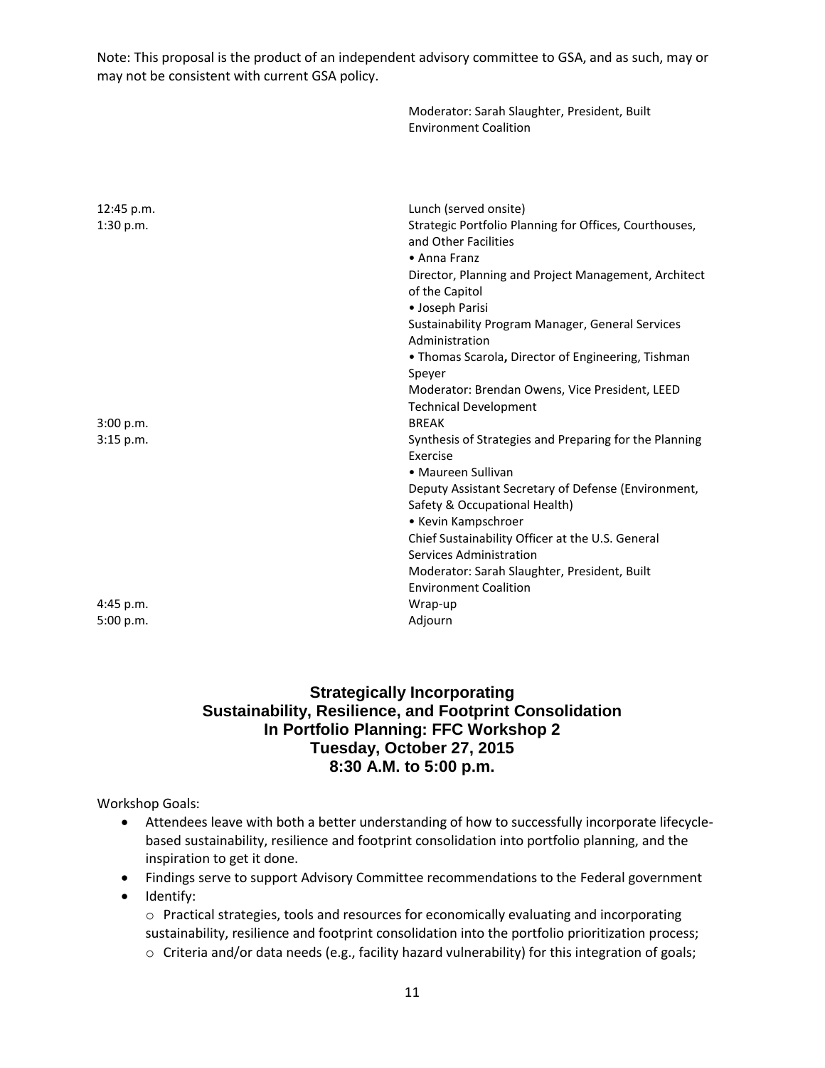Note: This proposal is the product of an independent advisory committee to GSA, and as such, may or may not be consistent with current GSA policy.

| | |
|---|---|
| | Moderator: Sarah Slaughter, President, Built Environment Coalition |
| 12:45 p.m. | Lunch (served onsite) |
| 1:30 p.m. | Strategic Portfolio Planning for Offices, Courthouses, and Other Facilities<br>• Anna Franz<br>Director, Planning and Project Management, Architect of the Capitol<br>• Joseph Parisi<br>Sustainability Program Manager, General Services Administration<br>• Thomas Scarola**,** Director of Engineering, Tishman Speyer<br>Moderator: Brendan Owens, Vice President, LEED Technical Development |
| 3:00 p.m. | BREAK |
| 3:15 p.m. | Synthesis of Strategies and Preparing for the Planning Exercise<br>• Maureen Sullivan<br>Deputy Assistant Secretary of Defense (Environment, Safety & Occupational Health)<br>• Kevin Kampschroer<br>Chief Sustainability Officer at the U.S. General Services Administration<br>Moderator: Sarah Slaughter, President, Built Environment Coalition |
| 4:45 p.m. | Wrap-up |
| 5:00 p.m. | Adjourn |

## Strategically Incorporating Sustainability, Resilience, and Footprint Consolidation In Portfolio Planning: FFC Workshop 2 Tuesday, October 27, 2015 8:30 A.M. to 5:00 p.m.

Workshop Goals:

- Attendees leave with both a better understanding of how to successfully incorporate lifecycle-based sustainability, resilience and footprint consolidation into portfolio planning, and the inspiration to get it done.
- Findings serve to support Advisory Committee recommendations to the Federal government
- Identify:
  - Practical strategies, tools and resources for economically evaluating and incorporating sustainability, resilience and footprint consolidation into the portfolio prioritization process;
  - Criteria and/or data needs (e.g., facility hazard vulnerability) for this integration of goals;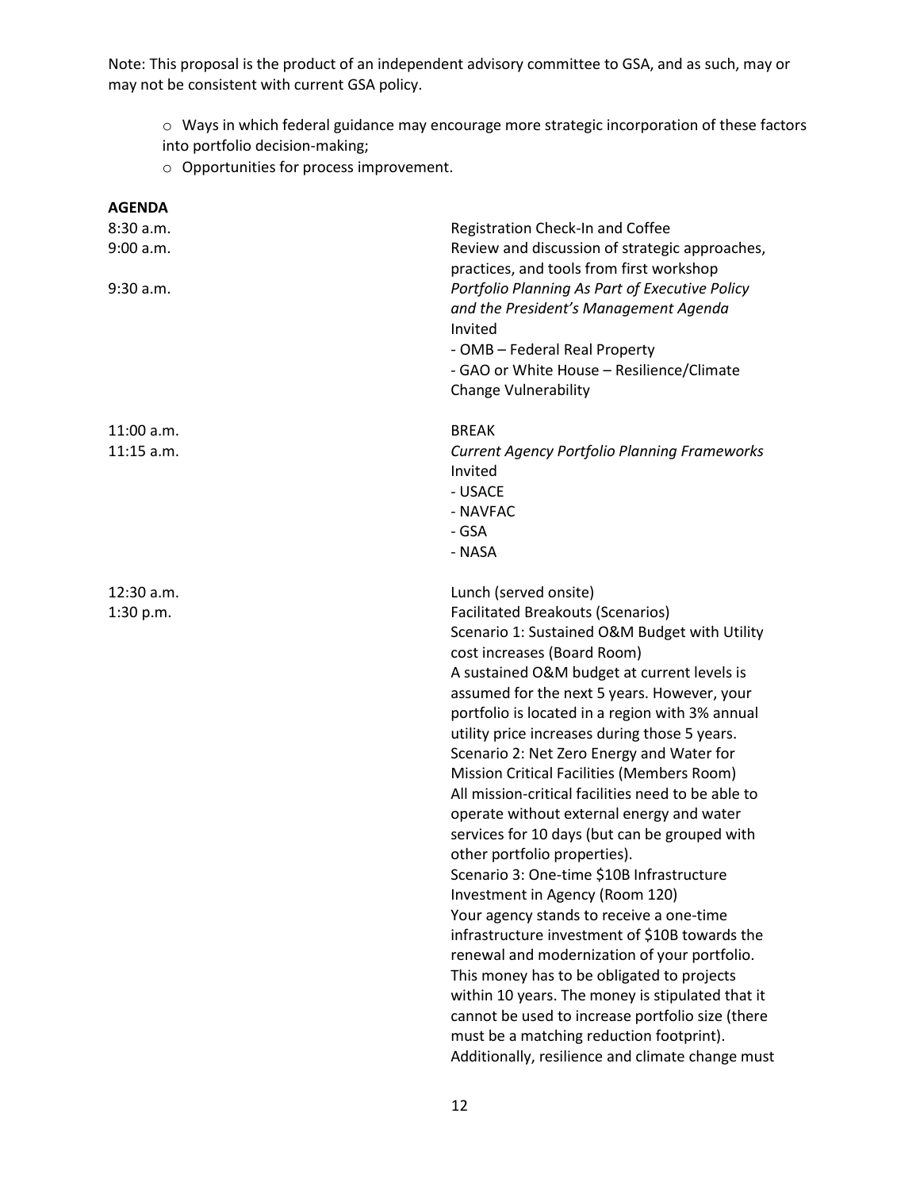Note: This proposal is the product of an independent advisory committee to GSA, and as such, may or may not be consistent with current GSA policy.

- Ways in which federal guidance may encourage more strategic incorporation of these factors into portfolio decision-making;
- Opportunities for process improvement.

**AGENDA**

| | |
|---|---|
| 8:30 a.m. | Registration Check-In and Coffee |
| 9:00 a.m. | Review and discussion of strategic approaches, practices, and tools from first workshop |
| 9:30 a.m. | *Portfolio Planning As Part of Executive Policy and the President's Management Agenda*<br>Invited<br>- OMB – Federal Real Property<br>- GAO or White House – Resilience/Climate Change Vulnerability |
| 11:00 a.m. | BREAK |
| 11:15 a.m. | *Current Agency Portfolio Planning Frameworks*<br>Invited<br>- USACE<br>- NAVFAC<br>- GSA<br>- NASA |
| 12:30 a.m. | Lunch (served onsite) |
| 1:30 p.m. | Facilitated Breakouts (Scenarios)<br>Scenario 1: Sustained O&M Budget with Utility cost increases (Board Room)<br>A sustained O&M budget at current levels is assumed for the next 5 years. However, your portfolio is located in a region with 3% annual utility price increases during those 5 years.<br>Scenario 2: Net Zero Energy and Water for Mission Critical Facilities (Members Room)<br>All mission-critical facilities need to be able to operate without external energy and water services for 10 days (but can be grouped with other portfolio properties).<br>Scenario 3: One-time $10B Infrastructure Investment in Agency (Room 120)<br>Your agency stands to receive a one-time infrastructure investment of $10B towards the renewal and modernization of your portfolio. This money has to be obligated to projects within 10 years. The money is stipulated that it cannot be used to increase portfolio size (there must be a matching reduction footprint). Additionally, resilience and climate change must |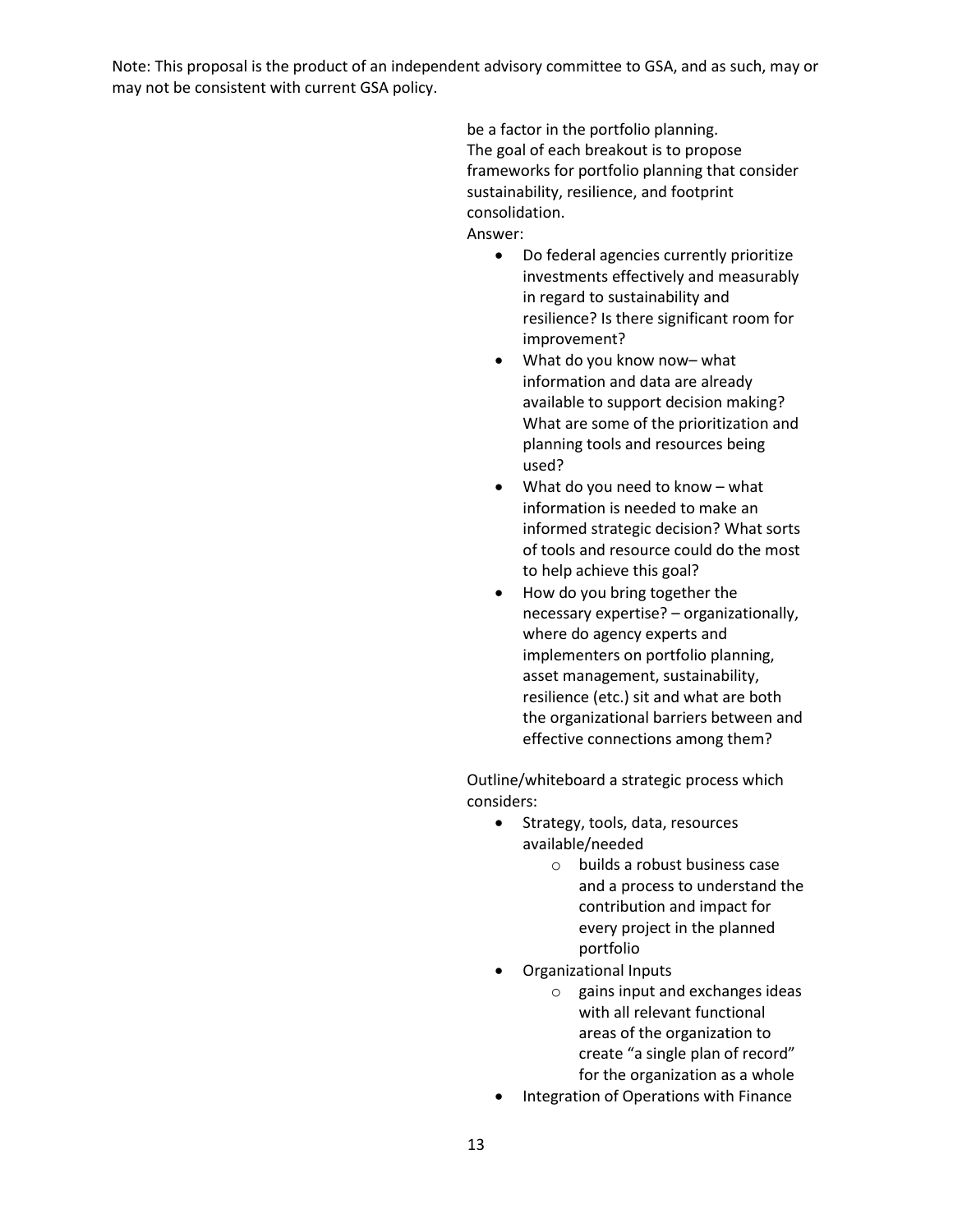Note: This proposal is the product of an independent advisory committee to GSA, and as such, may or may not be consistent with current GSA policy.

be a factor in the portfolio planning.
The goal of each breakout is to propose frameworks for portfolio planning that consider sustainability, resilience, and footprint consolidation.
Answer:

- Do federal agencies currently prioritize investments effectively and measurably in regard to sustainability and resilience? Is there significant room for improvement?
- What do you know now– what information and data are already available to support decision making? What are some of the prioritization and planning tools and resources being used?
- What do you need to know – what information is needed to make an informed strategic decision? What sorts of tools and resource could do the most to help achieve this goal?
- How do you bring together the necessary expertise? – organizationally, where do agency experts and implementers on portfolio planning, asset management, sustainability, resilience (etc.) sit and what are both the organizational barriers between and effective connections among them?

Outline/whiteboard a strategic process which considers:

- Strategy, tools, data, resources available/needed
    - builds a robust business case and a process to understand the contribution and impact for every project in the planned portfolio
- Organizational Inputs
    - gains input and exchanges ideas with all relevant functional areas of the organization to create "a single plan of record" for the organization as a whole
- Integration of Operations with Finance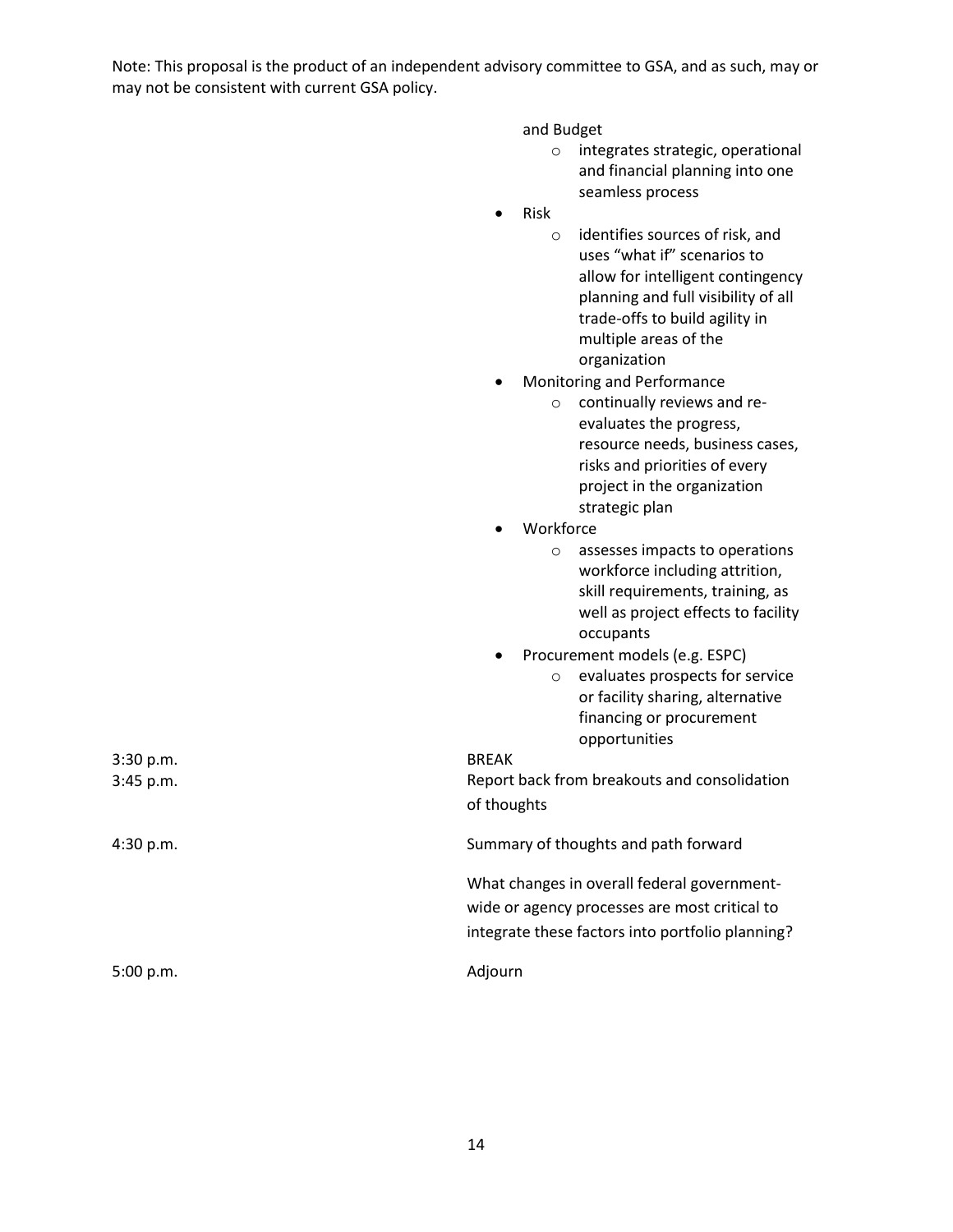Note: This proposal is the product of an independent advisory committee to GSA, and as such, may or may not be consistent with current GSA policy.

| | |
|---|---|
| | and Budget<br>o integrates strategic, operational and financial planning into one seamless process<br>• Risk<br>o identifies sources of risk, and uses "what if" scenarios to allow for intelligent contingency planning and full visibility of all trade-offs to build agility in multiple areas of the organization<br>• Monitoring and Performance<br>o continually reviews and re-evaluates the progress, resource needs, business cases, risks and priorities of every project in the organization strategic plan<br>• Workforce<br>o assesses impacts to operations workforce including attrition, skill requirements, training, as well as project effects to facility occupants<br>• Procurement models (e.g. ESPC)<br>o evaluates prospects for service or facility sharing, alternative financing or procurement opportunities |
| 3:30 p.m. | BREAK |
| 3:45 p.m. | Report back from breakouts and consolidation of thoughts |
| 4:30 p.m. | Summary of thoughts and path forward<br><br>What changes in overall federal government-wide or agency processes are most critical to integrate these factors into portfolio planning? |
| 5:00 p.m. | Adjourn |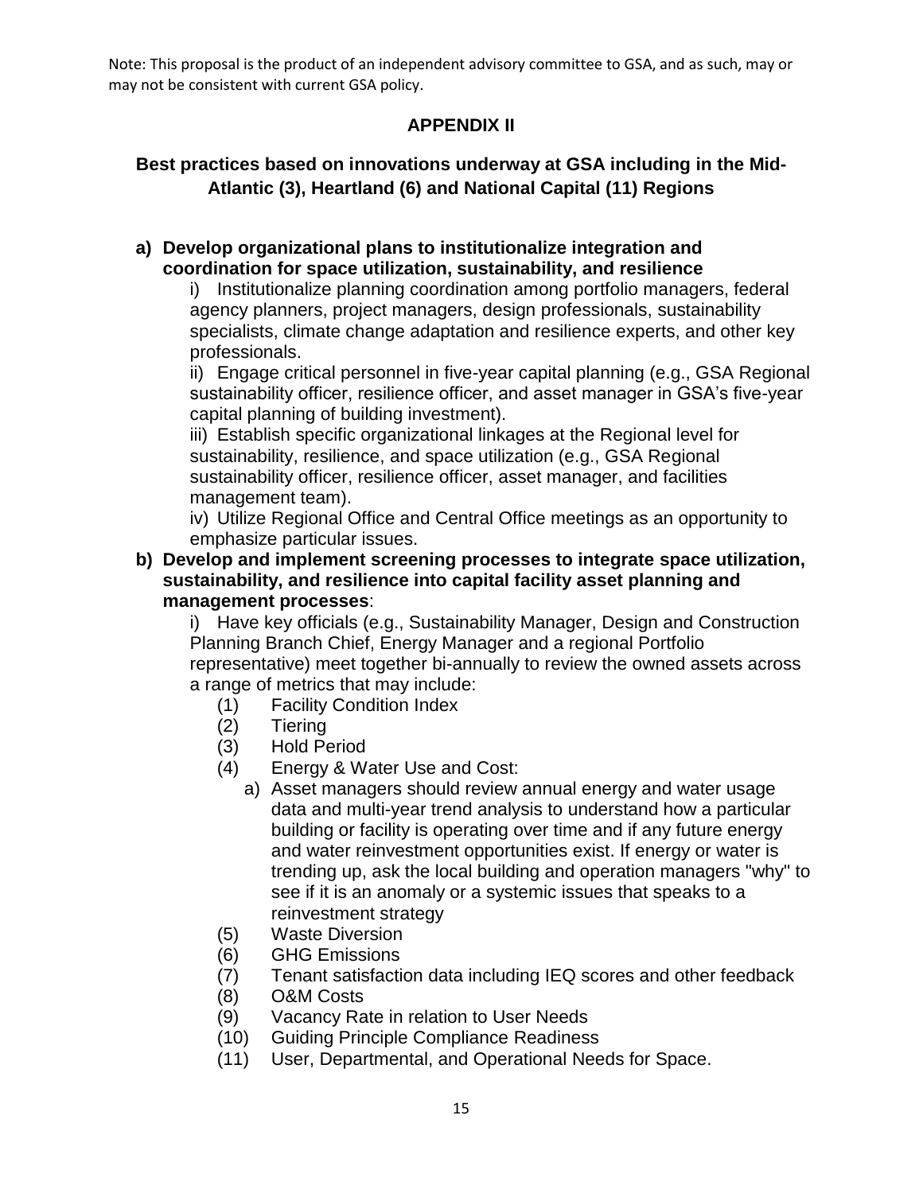Note: This proposal is the product of an independent advisory committee to GSA, and as such, may or may not be consistent with current GSA policy.

## APPENDIX II

### Best practices based on innovations underway at GSA including in the Mid-Atlantic (3), Heartland (6) and National Capital (11) Regions

**a) Develop organizational plans to institutionalize integration and coordination for space utilization, sustainability, and resilience**

i) Institutionalize planning coordination among portfolio managers, federal agency planners, project managers, design professionals, sustainability specialists, climate change adaptation and resilience experts, and other key professionals.

ii) Engage critical personnel in five-year capital planning (e.g., GSA Regional sustainability officer, resilience officer, and asset manager in GSA's five-year capital planning of building investment).

iii) Establish specific organizational linkages at the Regional level for sustainability, resilience, and space utilization (e.g., GSA Regional sustainability officer, resilience officer, asset manager, and facilities management team).

iv) Utilize Regional Office and Central Office meetings as an opportunity to emphasize particular issues.

**b) Develop and implement screening processes to integrate space utilization, sustainability, and resilience into capital facility asset planning and management processes**:

i) Have key officials (e.g., Sustainability Manager, Design and Construction Planning Branch Chief, Energy Manager and a regional Portfolio representative) meet together bi-annually to review the owned assets across a range of metrics that may include:

(1) Facility Condition Index
(2) Tiering
(3) Hold Period
(4) Energy & Water Use and Cost:
  a) Asset managers should review annual energy and water usage data and multi-year trend analysis to understand how a particular building or facility is operating over time and if any future energy and water reinvestment opportunities exist. If energy or water is trending up, ask the local building and operation managers "why" to see if it is an anomaly or a systemic issues that speaks to a reinvestment strategy
(5) Waste Diversion
(6) GHG Emissions
(7) Tenant satisfaction data including IEQ scores and other feedback
(8) O&M Costs
(9) Vacancy Rate in relation to User Needs
(10) Guiding Principle Compliance Readiness
(11) User, Departmental, and Operational Needs for Space.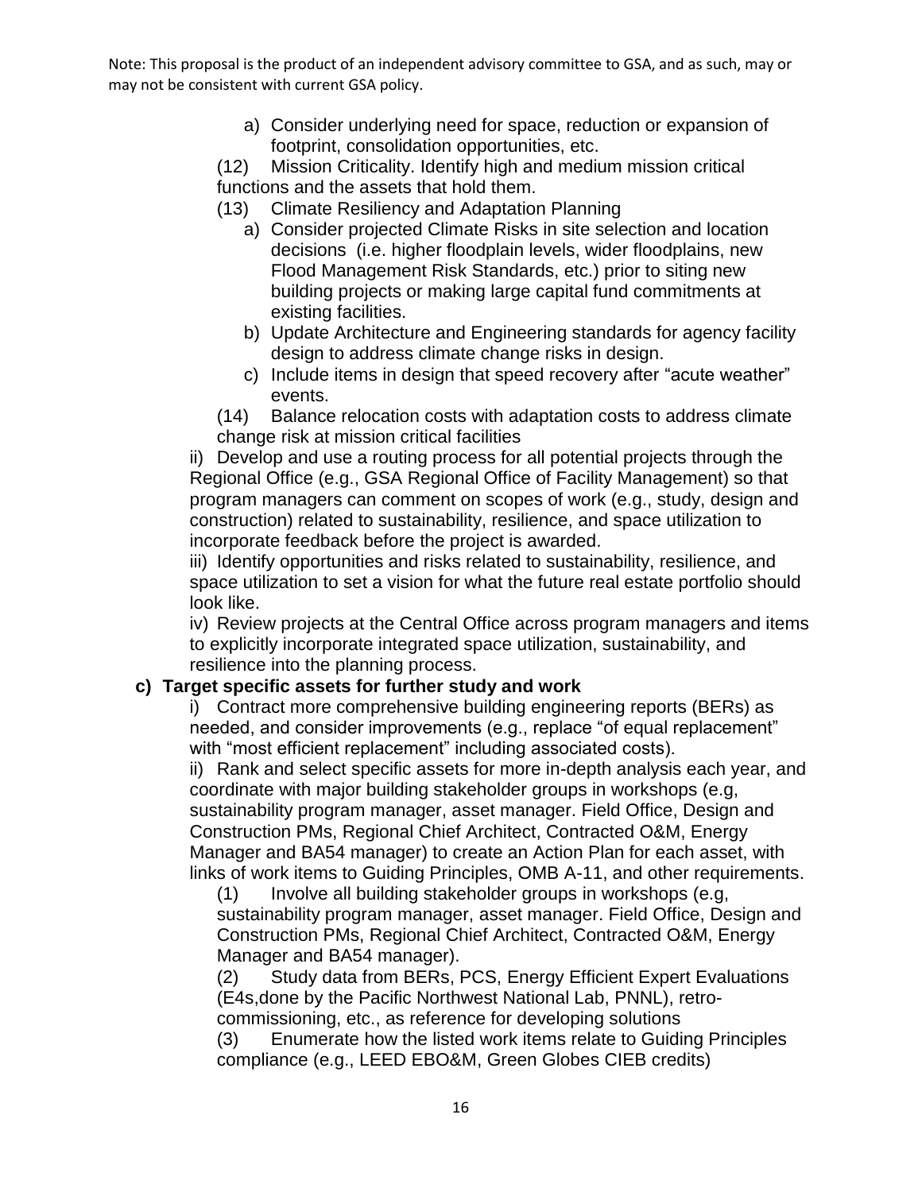Note: This proposal is the product of an independent advisory committee to GSA, and as such, may or may not be consistent with current GSA policy.

a) Consider underlying need for space, reduction or expansion of footprint, consolidation opportunities, etc.

(12) Mission Criticality. Identify high and medium mission critical functions and the assets that hold them.

(13) Climate Resiliency and Adaptation Planning

a) Consider projected Climate Risks in site selection and location decisions (i.e. higher floodplain levels, wider floodplains, new Flood Management Risk Standards, etc.) prior to siting new building projects or making large capital fund commitments at existing facilities.

b) Update Architecture and Engineering standards for agency facility design to address climate change risks in design.

c) Include items in design that speed recovery after "acute weather" events.

(14) Balance relocation costs with adaptation costs to address climate change risk at mission critical facilities

ii) Develop and use a routing process for all potential projects through the Regional Office (e.g., GSA Regional Office of Facility Management) so that program managers can comment on scopes of work (e.g., study, design and construction) related to sustainability, resilience, and space utilization to incorporate feedback before the project is awarded.

iii) Identify opportunities and risks related to sustainability, resilience, and space utilization to set a vision for what the future real estate portfolio should look like.

iv) Review projects at the Central Office across program managers and items to explicitly incorporate integrated space utilization, sustainability, and resilience into the planning process.

**c) Target specific assets for further study and work**

i) Contract more comprehensive building engineering reports (BERs) as needed, and consider improvements (e.g., replace "of equal replacement" with "most efficient replacement" including associated costs).

ii) Rank and select specific assets for more in-depth analysis each year, and coordinate with major building stakeholder groups in workshops (e.g, sustainability program manager, asset manager. Field Office, Design and Construction PMs, Regional Chief Architect, Contracted O&M, Energy Manager and BA54 manager) to create an Action Plan for each asset, with links of work items to Guiding Principles, OMB A-11, and other requirements.

(1) Involve all building stakeholder groups in workshops (e.g, sustainability program manager, asset manager. Field Office, Design and Construction PMs, Regional Chief Architect, Contracted O&M, Energy Manager and BA54 manager).

(2) Study data from BERs, PCS, Energy Efficient Expert Evaluations (E4s,done by the Pacific Northwest National Lab, PNNL), retro-commissioning, etc., as reference for developing solutions

(3) Enumerate how the listed work items relate to Guiding Principles compliance (e.g., LEED EBO&M, Green Globes CIEB credits)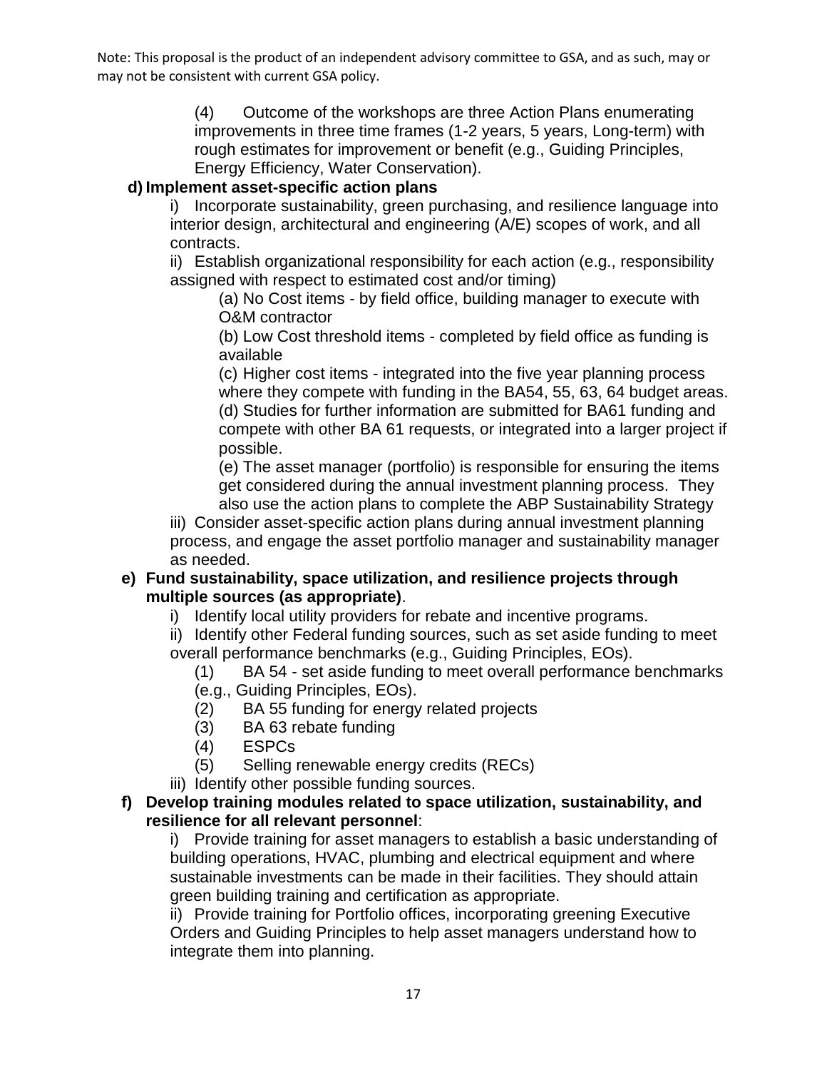Note: This proposal is the product of an independent advisory committee to GSA, and as such, may or may not be consistent with current GSA policy.

(4) Outcome of the workshops are three Action Plans enumerating improvements in three time frames (1-2 years, 5 years, Long-term) with rough estimates for improvement or benefit (e.g., Guiding Principles, Energy Efficiency, Water Conservation).

**d) Implement asset-specific action plans**

i) Incorporate sustainability, green purchasing, and resilience language into interior design, architectural and engineering (A/E) scopes of work, and all contracts.

ii) Establish organizational responsibility for each action (e.g., responsibility assigned with respect to estimated cost and/or timing)

(a) No Cost items - by field office, building manager to execute with O&M contractor

(b) Low Cost threshold items - completed by field office as funding is available

(c) Higher cost items - integrated into the five year planning process where they compete with funding in the BA54, 55, 63, 64 budget areas.

(d) Studies for further information are submitted for BA61 funding and compete with other BA 61 requests, or integrated into a larger project if possible.

(e) The asset manager (portfolio) is responsible for ensuring the items get considered during the annual investment planning process. They also use the action plans to complete the ABP Sustainability Strategy

iii) Consider asset-specific action plans during annual investment planning process, and engage the asset portfolio manager and sustainability manager as needed.

**e) Fund sustainability, space utilization, and resilience projects through multiple sources (as appropriate)**.

i) Identify local utility providers for rebate and incentive programs.

ii) Identify other Federal funding sources, such as set aside funding to meet overall performance benchmarks (e.g., Guiding Principles, EOs).

(1) BA 54 - set aside funding to meet overall performance benchmarks (e.g., Guiding Principles, EOs).

(2) BA 55 funding for energy related projects

(3) BA 63 rebate funding

(4) ESPCs

(5) Selling renewable energy credits (RECs)

iii) Identify other possible funding sources.

**f) Develop training modules related to space utilization, sustainability, and resilience for all relevant personnel**:

i) Provide training for asset managers to establish a basic understanding of building operations, HVAC, plumbing and electrical equipment and where sustainable investments can be made in their facilities. They should attain green building training and certification as appropriate.

ii) Provide training for Portfolio offices, incorporating greening Executive Orders and Guiding Principles to help asset managers understand how to integrate them into planning.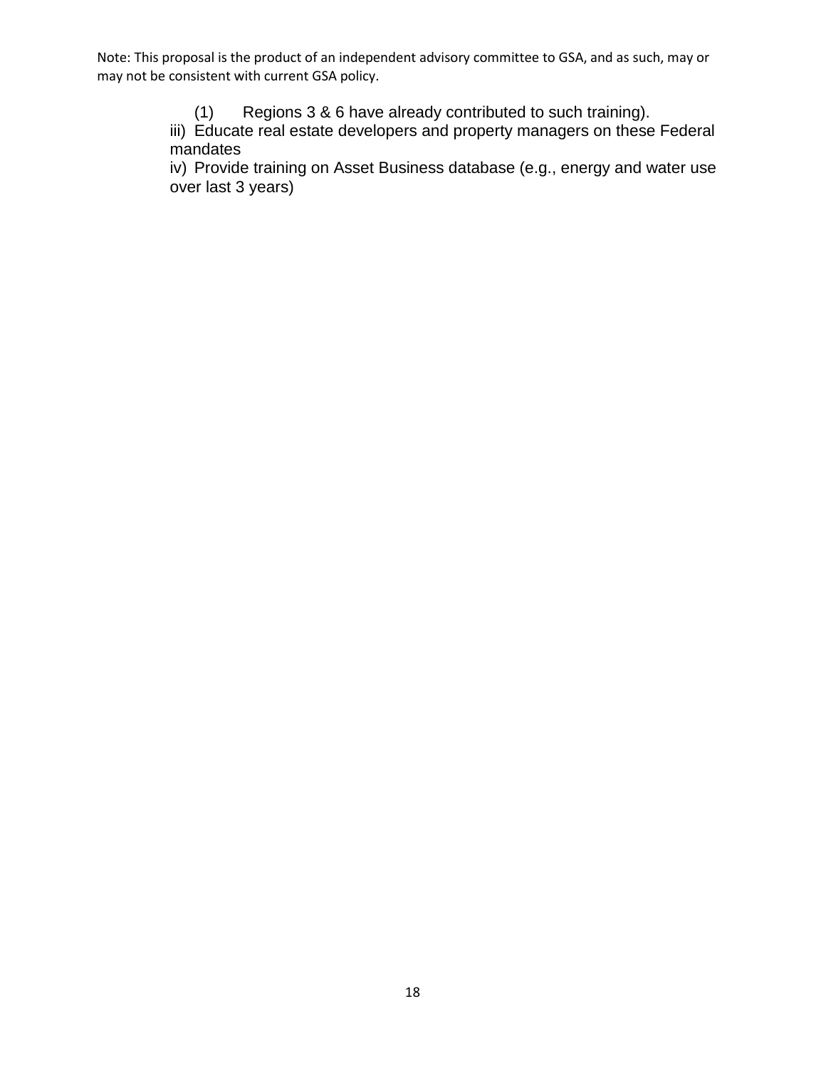(1) Regions 3 & 6 have already contributed to such training).

iii) Educate real estate developers and property managers on these Federal mandates

iv) Provide training on Asset Business database (e.g., energy and water use over last 3 years)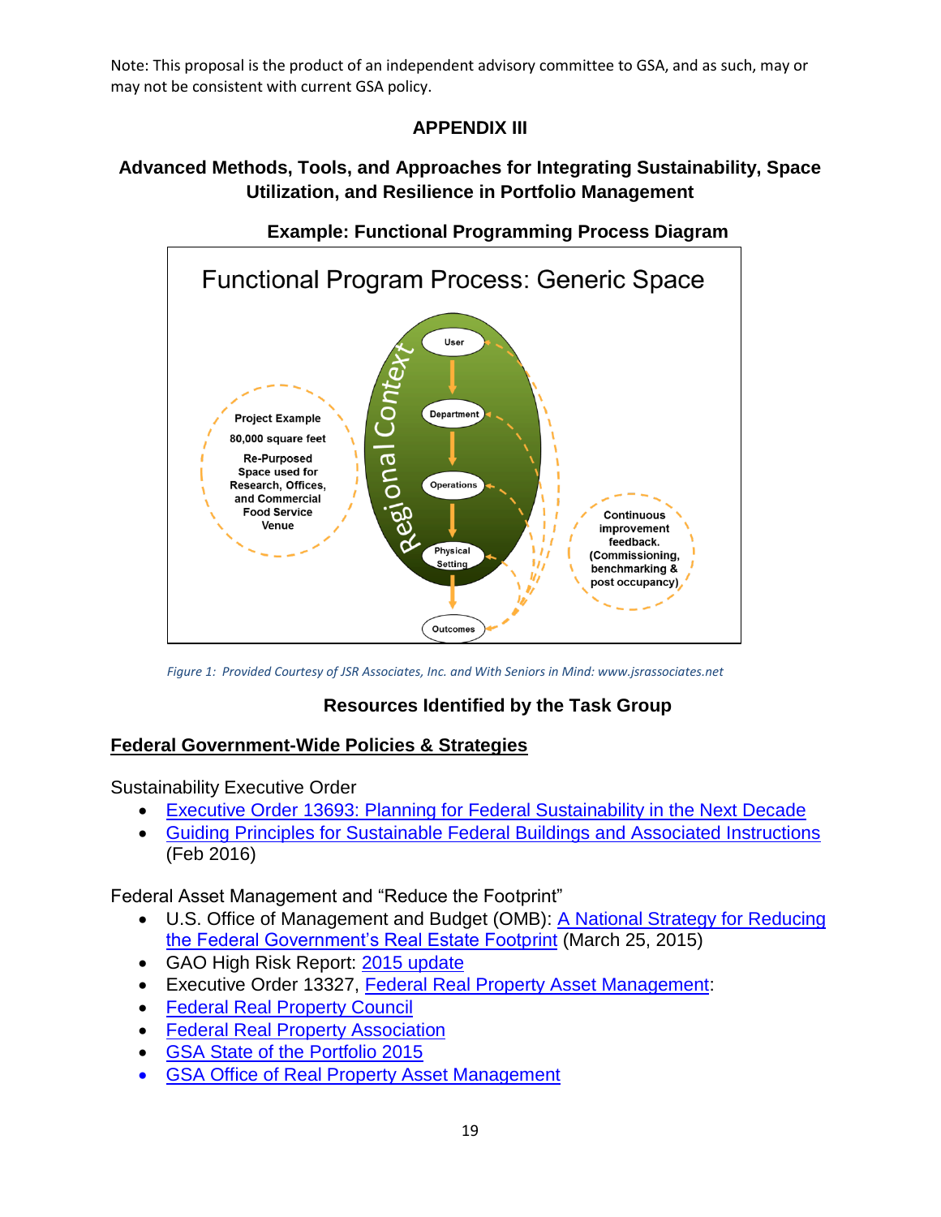Note: This proposal is the product of an independent advisory committee to GSA, and as such, may or may not be consistent with current GSA policy.

# APPENDIX III

## Advanced Methods, Tools, and Approaches for Integrating Sustainability, Space Utilization, and Resilience in Portfolio Management

### Example: Functional Programming Process Diagram

Functional Program Process: Generic Space

Regional Context

User → Department → Operations → Physical Setting → Outcomes

Project Example
80,000 square feet
Re-Purposed Space used for Research, Offices, and Commercial Food Service Venue

Continuous improvement feedback. (Commissioning, benchmarking & post occupancy)

*Figure 1: Provided Courtesy of JSR Associates, Inc. and With Seniors in Mind: www.jsrassociates.net*

### Resources Identified by the Task Group

## Federal Government-Wide Policies & Strategies

Sustainability Executive Order

- Executive Order 13693: Planning for Federal Sustainability in the Next Decade
- Guiding Principles for Sustainable Federal Buildings and Associated Instructions (Feb 2016)

Federal Asset Management and "Reduce the Footprint"

- U.S. Office of Management and Budget (OMB): A National Strategy for Reducing the Federal Government's Real Estate Footprint (March 25, 2015)
- GAO High Risk Report: 2015 update
- Executive Order 13327, Federal Real Property Asset Management:
- Federal Real Property Council
- Federal Real Property Association
- GSA State of the Portfolio 2015
- GSA Office of Real Property Asset Management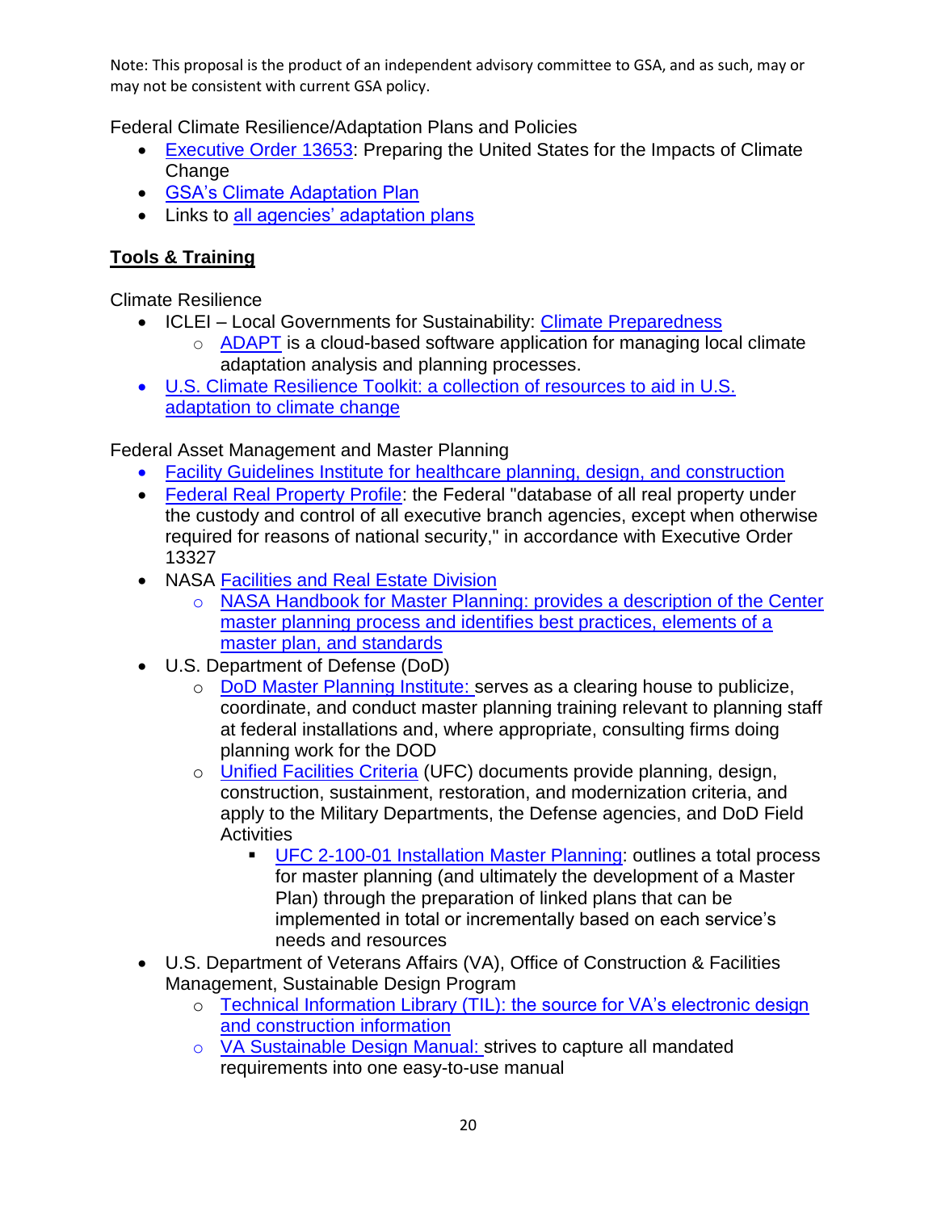Note: This proposal is the product of an independent advisory committee to GSA, and as such, may or may not be consistent with current GSA policy.

Federal Climate Resilience/Adaptation Plans and Policies

- Executive Order 13653: Preparing the United States for the Impacts of Climate Change
- GSA's Climate Adaptation Plan
- Links to all agencies' adaptation plans

## **Tools & Training**

Climate Resilience

- ICLEI – Local Governments for Sustainability: Climate Preparedness
    - ADAPT is a cloud-based software application for managing local climate adaptation analysis and planning processes.
- U.S. Climate Resilience Toolkit: a collection of resources to aid in U.S. adaptation to climate change

Federal Asset Management and Master Planning

- Facility Guidelines Institute for healthcare planning, design, and construction
- Federal Real Property Profile: the Federal "database of all real property under the custody and control of all executive branch agencies, except when otherwise required for reasons of national security," in accordance with Executive Order 13327
- NASA Facilities and Real Estate Division
    - NASA Handbook for Master Planning: provides a description of the Center master planning process and identifies best practices, elements of a master plan, and standards
- U.S. Department of Defense (DoD)
    - DoD Master Planning Institute: serves as a clearing house to publicize, coordinate, and conduct master planning training relevant to planning staff at federal installations and, where appropriate, consulting firms doing planning work for the DOD
    - Unified Facilities Criteria (UFC) documents provide planning, design, construction, sustainment, restoration, and modernization criteria, and apply to the Military Departments, the Defense agencies, and DoD Field Activities
        - UFC 2-100-01 Installation Master Planning: outlines a total process for master planning (and ultimately the development of a Master Plan) through the preparation of linked plans that can be implemented in total or incrementally based on each service's needs and resources
- U.S. Department of Veterans Affairs (VA), Office of Construction & Facilities Management, Sustainable Design Program
    - Technical Information Library (TIL): the source for VA's electronic design and construction information
    - VA Sustainable Design Manual: strives to capture all mandated requirements into one easy-to-use manual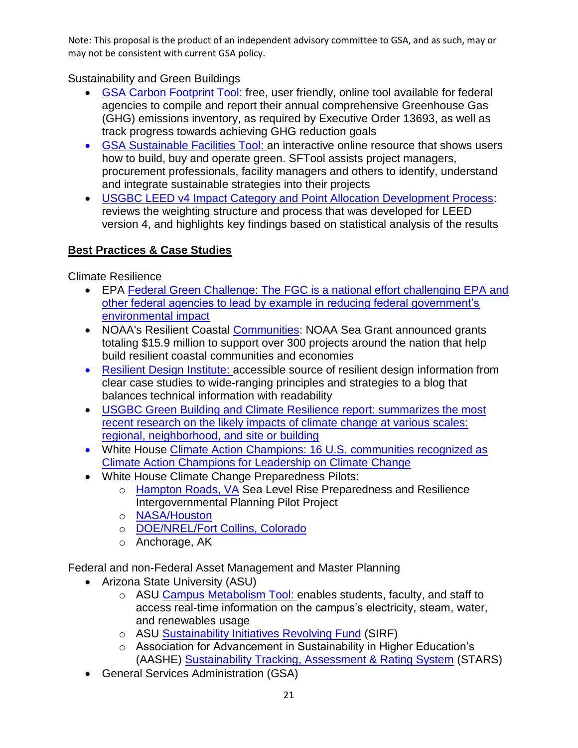Note: This proposal is the product of an independent advisory committee to GSA, and as such, may or may not be consistent with current GSA policy.

Sustainability and Green Buildings

- GSA Carbon Footprint Tool: free, user friendly, online tool available for federal agencies to compile and report their annual comprehensive Greenhouse Gas (GHG) emissions inventory, as required by Executive Order 13693, as well as track progress towards achieving GHG reduction goals
- GSA Sustainable Facilities Tool: an interactive online resource that shows users how to build, buy and operate green. SFTool assists project managers, procurement professionals, facility managers and others to identify, understand and integrate sustainable strategies into their projects
- USGBC LEED v4 Impact Category and Point Allocation Development Process: reviews the weighting structure and process that was developed for LEED version 4, and highlights key findings based on statistical analysis of the results

**Best Practices & Case Studies**

Climate Resilience

- EPA Federal Green Challenge: The FGC is a national effort challenging EPA and other federal agencies to lead by example in reducing federal government's environmental impact
- NOAA's Resilient Coastal Communities: NOAA Sea Grant announced grants totaling $15.9 million to support over 300 projects around the nation that help build resilient coastal communities and economies
- Resilient Design Institute: accessible source of resilient design information from clear case studies to wide-ranging principles and strategies to a blog that balances technical information with readability
- USGBC Green Building and Climate Resilience report: summarizes the most recent research on the likely impacts of climate change at various scales: regional, neighborhood, and site or building
- White House Climate Action Champions: 16 U.S. communities recognized as Climate Action Champions for Leadership on Climate Change
- White House Climate Change Preparedness Pilots:
  - Hampton Roads, VA Sea Level Rise Preparedness and Resilience Intergovernmental Planning Pilot Project
  - NASA/Houston
  - DOE/NREL/Fort Collins, Colorado
  - Anchorage, AK

Federal and non-Federal Asset Management and Master Planning

- Arizona State University (ASU)
  - ASU Campus Metabolism Tool: enables students, faculty, and staff to access real-time information on the campus's electricity, steam, water, and renewables usage
  - ASU Sustainability Initiatives Revolving Fund (SIRF)
  - Association for Advancement in Sustainability in Higher Education's (AASHE) Sustainability Tracking, Assessment & Rating System (STARS)
- General Services Administration (GSA)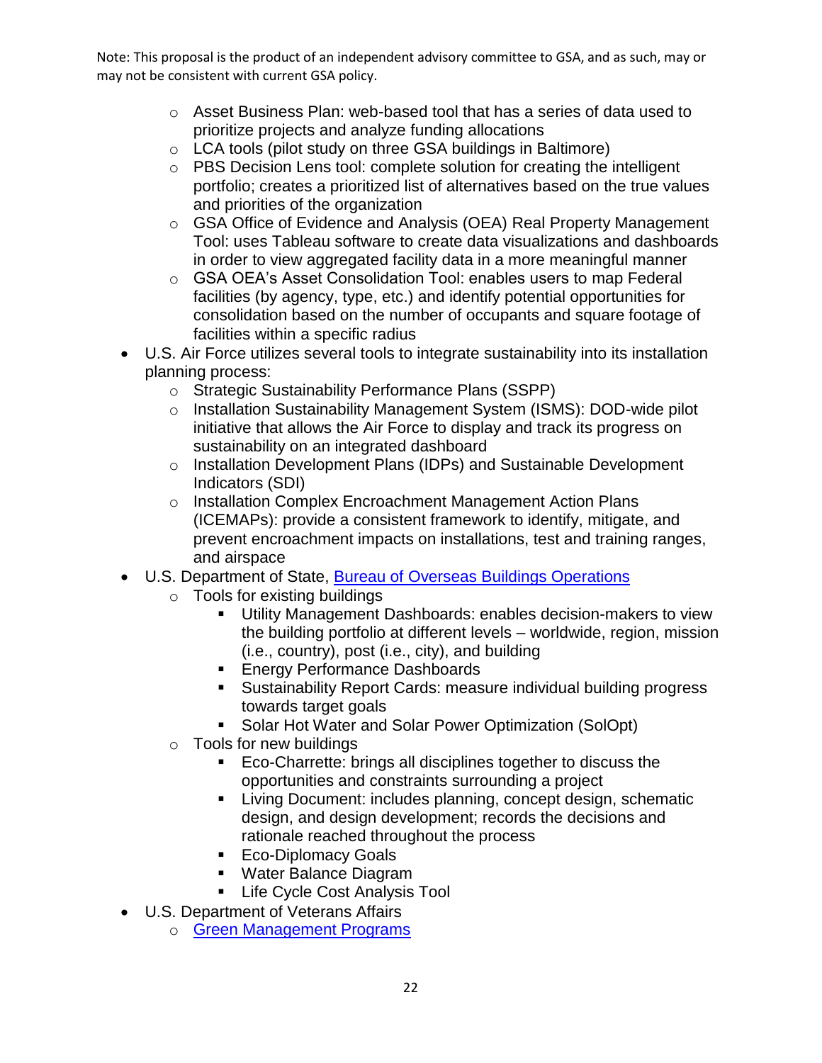Note: This proposal is the product of an independent advisory committee to GSA, and as such, may or may not be consistent with current GSA policy.

    - Asset Business Plan: web-based tool that has a series of data used to prioritize projects and analyze funding allocations
    - LCA tools (pilot study on three GSA buildings in Baltimore)
    - PBS Decision Lens tool: complete solution for creating the intelligent portfolio; creates a prioritized list of alternatives based on the true values and priorities of the organization
    - GSA Office of Evidence and Analysis (OEA) Real Property Management Tool: uses Tableau software to create data visualizations and dashboards in order to view aggregated facility data in a more meaningful manner
    - GSA OEA's Asset Consolidation Tool: enables users to map Federal facilities (by agency, type, etc.) and identify potential opportunities for consolidation based on the number of occupants and square footage of facilities within a specific radius
- U.S. Air Force utilizes several tools to integrate sustainability into its installation planning process:
    - Strategic Sustainability Performance Plans (SSPP)
    - Installation Sustainability Management System (ISMS): DOD-wide pilot initiative that allows the Air Force to display and track its progress on sustainability on an integrated dashboard
    - Installation Development Plans (IDPs) and Sustainable Development Indicators (SDI)
    - Installation Complex Encroachment Management Action Plans (ICEMAPs): provide a consistent framework to identify, mitigate, and prevent encroachment impacts on installations, test and training ranges, and airspace
- U.S. Department of State, Bureau of Overseas Buildings Operations
    - Tools for existing buildings
        - Utility Management Dashboards: enables decision-makers to view the building portfolio at different levels – worldwide, region, mission (i.e., country), post (i.e., city), and building
        - Energy Performance Dashboards
        - Sustainability Report Cards: measure individual building progress towards target goals
        - Solar Hot Water and Solar Power Optimization (SolOpt)
    - Tools for new buildings
        - Eco-Charrette: brings all disciplines together to discuss the opportunities and constraints surrounding a project
        - Living Document: includes planning, concept design, schematic design, and design development; records the decisions and rationale reached throughout the process
        - Eco-Diplomacy Goals
        - Water Balance Diagram
        - Life Cycle Cost Analysis Tool
- U.S. Department of Veterans Affairs
    - Green Management Programs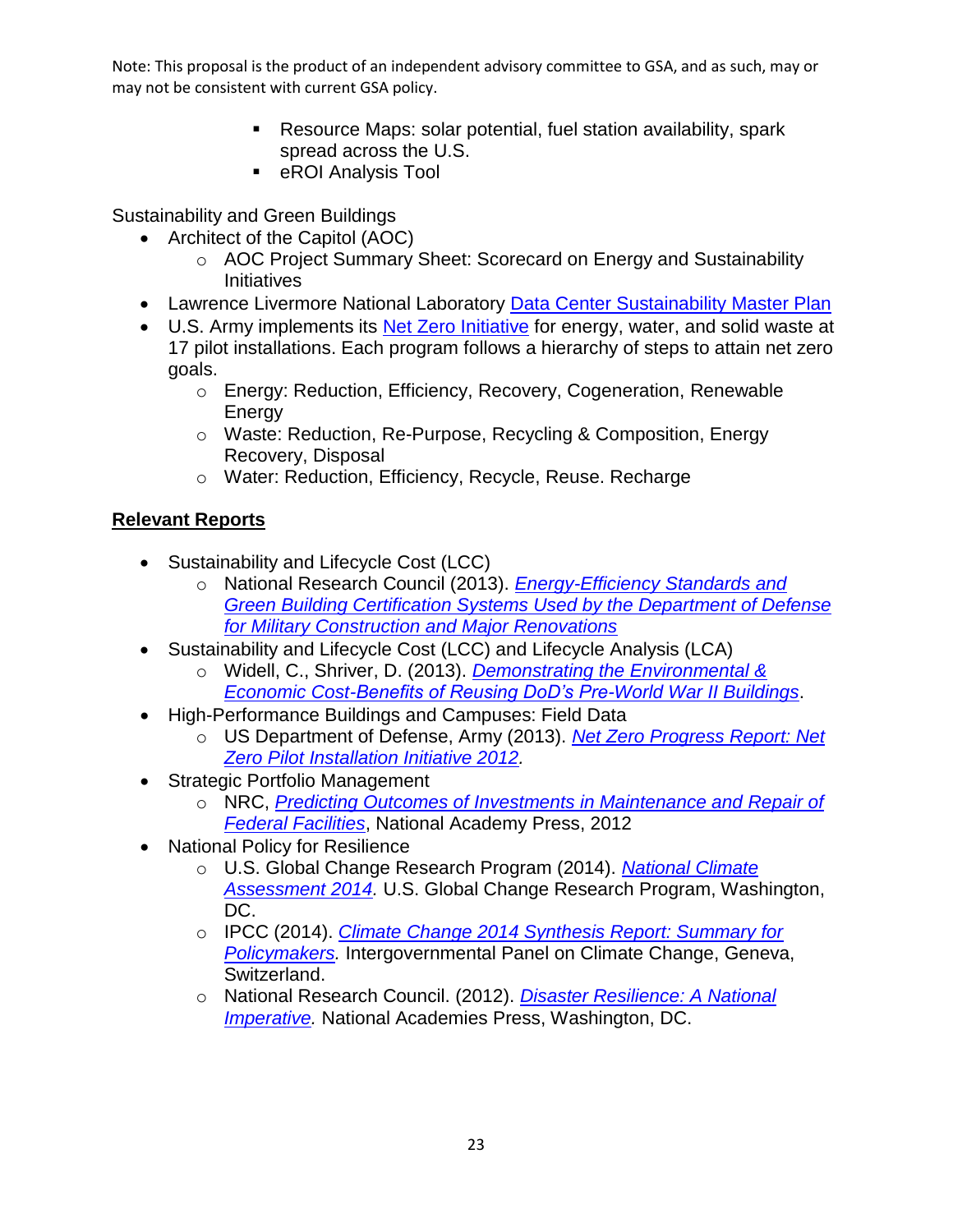Note: This proposal is the product of an independent advisory committee to GSA, and as such, may or may not be consistent with current GSA policy.

- Resource Maps: solar potential, fuel station availability, spark spread across the U.S.
- eROI Analysis Tool

Sustainability and Green Buildings

- Architect of the Capitol (AOC)
  - AOC Project Summary Sheet: Scorecard on Energy and Sustainability Initiatives
- Lawrence Livermore National Laboratory Data Center Sustainability Master Plan
- U.S. Army implements its Net Zero Initiative for energy, water, and solid waste at 17 pilot installations. Each program follows a hierarchy of steps to attain net zero goals.
  - Energy: Reduction, Efficiency, Recovery, Cogeneration, Renewable Energy
  - Waste: Reduction, Re-Purpose, Recycling & Composition, Energy Recovery, Disposal
  - Water: Reduction, Efficiency, Recycle, Reuse. Recharge

## Relevant Reports

- Sustainability and Lifecycle Cost (LCC)
  - National Research Council (2013). *Energy-Efficiency Standards and Green Building Certification Systems Used by the Department of Defense for Military Construction and Major Renovations*
- Sustainability and Lifecycle Cost (LCC) and Lifecycle Analysis (LCA)
  - Widell, C., Shriver, D. (2013). *Demonstrating the Environmental & Economic Cost-Benefits of Reusing DoD's Pre-World War II Buildings*.
- High-Performance Buildings and Campuses: Field Data
  - US Department of Defense, Army (2013). *Net Zero Progress Report: Net Zero Pilot Installation Initiative 2012.*
- Strategic Portfolio Management
  - NRC, *Predicting Outcomes of Investments in Maintenance and Repair of Federal Facilities*, National Academy Press, 2012
- National Policy for Resilience
  - U.S. Global Change Research Program (2014). *National Climate Assessment 2014.* U.S. Global Change Research Program, Washington, DC.
  - IPCC (2014). *Climate Change 2014 Synthesis Report: Summary for Policymakers.* Intergovernmental Panel on Climate Change, Geneva, Switzerland.
  - National Research Council. (2012). *Disaster Resilience: A National Imperative.* National Academies Press, Washington, DC.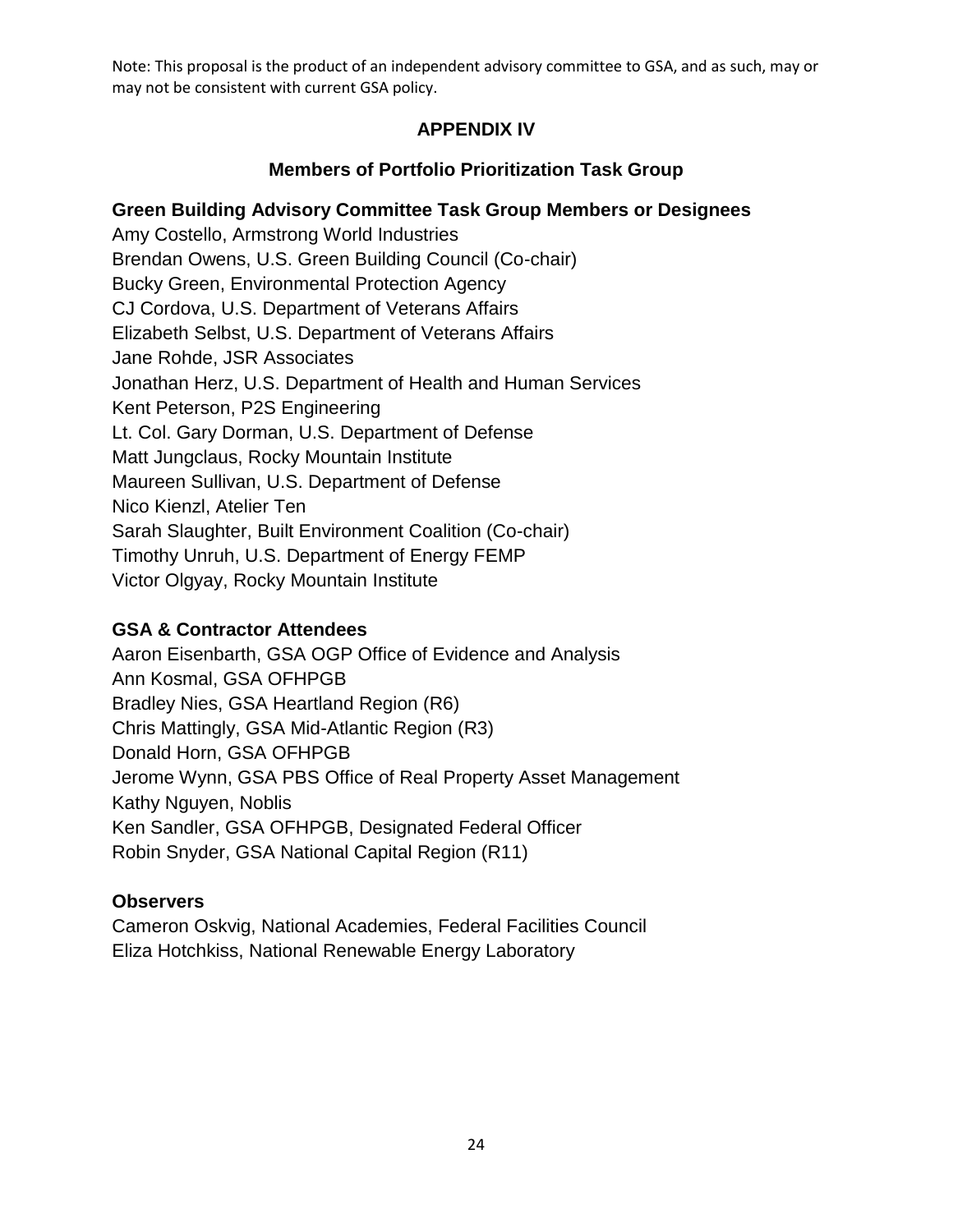Note: This proposal is the product of an independent advisory committee to GSA, and as such, may or may not be consistent with current GSA policy.

# APPENDIX IV

## Members of Portfolio Prioritization Task Group

### Green Building Advisory Committee Task Group Members or Designees

Amy Costello, Armstrong World Industries
Brendan Owens, U.S. Green Building Council (Co-chair)
Bucky Green, Environmental Protection Agency
CJ Cordova, U.S. Department of Veterans Affairs
Elizabeth Selbst, U.S. Department of Veterans Affairs
Jane Rohde, JSR Associates
Jonathan Herz, U.S. Department of Health and Human Services
Kent Peterson, P2S Engineering
Lt. Col. Gary Dorman, U.S. Department of Defense
Matt Jungclaus, Rocky Mountain Institute
Maureen Sullivan, U.S. Department of Defense
Nico Kienzl, Atelier Ten
Sarah Slaughter, Built Environment Coalition (Co-chair)
Timothy Unruh, U.S. Department of Energy FEMP
Victor Olgyay, Rocky Mountain Institute

### GSA & Contractor Attendees

Aaron Eisenbarth, GSA OGP Office of Evidence and Analysis
Ann Kosmal, GSA OFHPGB
Bradley Nies, GSA Heartland Region (R6)
Chris Mattingly, GSA Mid-Atlantic Region (R3)
Donald Horn, GSA OFHPGB
Jerome Wynn, GSA PBS Office of Real Property Asset Management
Kathy Nguyen, Noblis
Ken Sandler, GSA OFHPGB, Designated Federal Officer
Robin Snyder, GSA National Capital Region (R11)

### Observers

Cameron Oskvig, National Academies, Federal Facilities Council
Eliza Hotchkiss, National Renewable Energy Laboratory